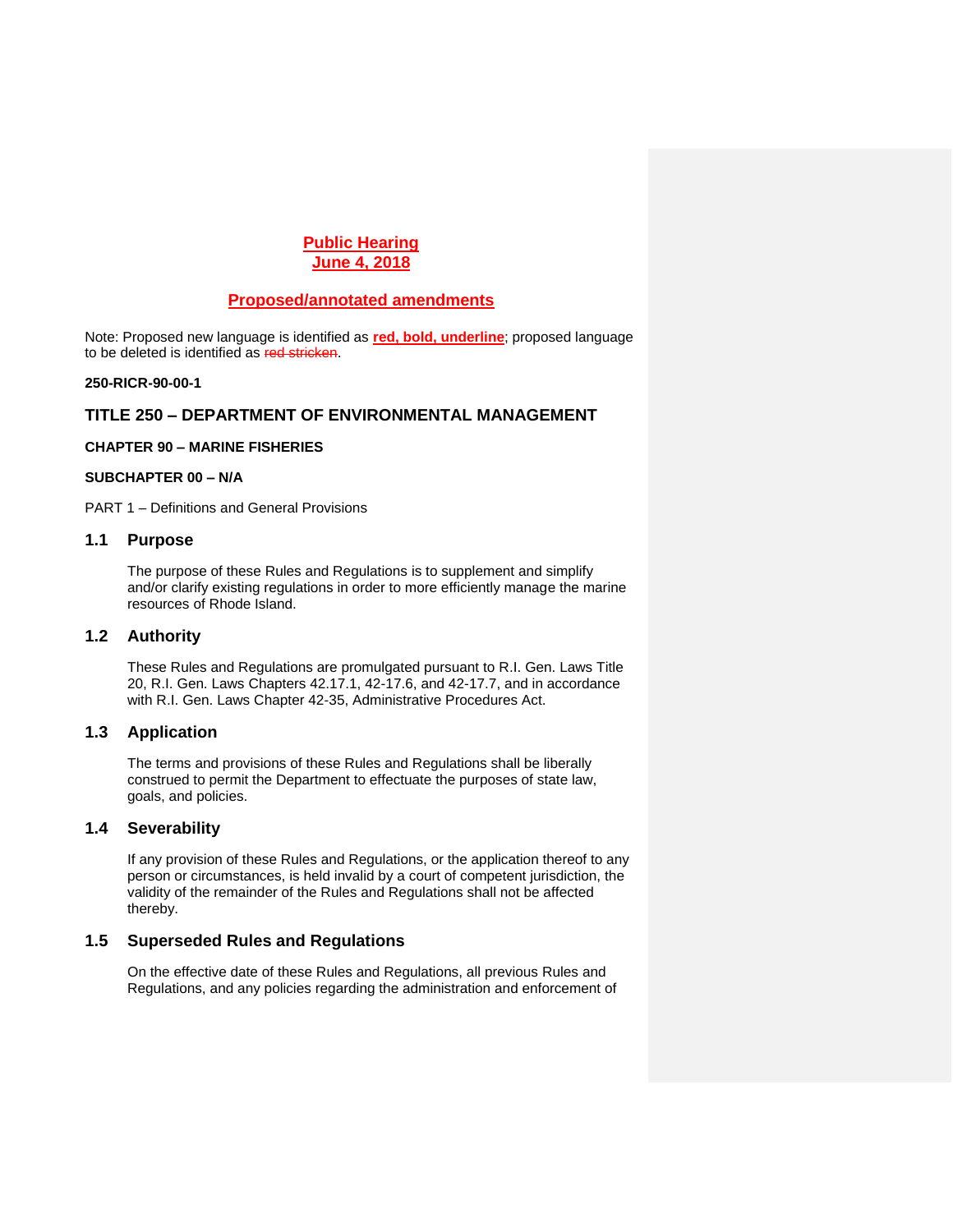**Public Hearing**
**June 4, 2018**

**Proposed/annotated amendments**

Note: Proposed new language is identified as **red, bold, underline**; proposed language to be deleted is identified as ~~red stricken~~.

**250-RICR-90-00-1**

## TITLE 250 – DEPARTMENT OF ENVIRONMENTAL MANAGEMENT

**CHAPTER 90 – MARINE FISHERIES**

**SUBCHAPTER 00 – N/A**

PART 1 – Definitions and General Provisions

### 1.1 Purpose

The purpose of these Rules and Regulations is to supplement and simplify and/or clarify existing regulations in order to more efficiently manage the marine resources of Rhode Island.

### 1.2 Authority

These Rules and Regulations are promulgated pursuant to R.I. Gen. Laws Title 20, R.I. Gen. Laws Chapters 42.17.1, 42-17.6, and 42-17.7, and in accordance with R.I. Gen. Laws Chapter 42-35, Administrative Procedures Act.

### 1.3 Application

The terms and provisions of these Rules and Regulations shall be liberally construed to permit the Department to effectuate the purposes of state law, goals, and policies.

### 1.4 Severability

If any provision of these Rules and Regulations, or the application thereof to any person or circumstances, is held invalid by a court of competent jurisdiction, the validity of the remainder of the Rules and Regulations shall not be affected thereby.

### 1.5 Superseded Rules and Regulations

On the effective date of these Rules and Regulations, all previous Rules and Regulations, and any policies regarding the administration and enforcement of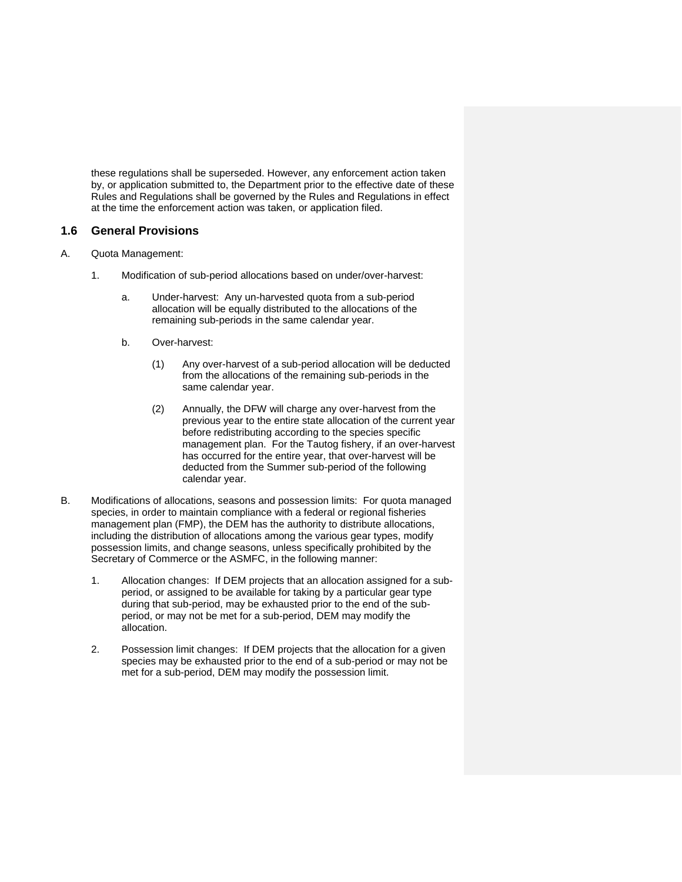these regulations shall be superseded. However, any enforcement action taken by, or application submitted to, the Department prior to the effective date of these Rules and Regulations shall be governed by the Rules and Regulations in effect at the time the enforcement action was taken, or application filed.

## 1.6 General Provisions

A. Quota Management:

1. Modification of sub-period allocations based on under/over-harvest:

   a. Under-harvest: Any un-harvested quota from a sub-period allocation will be equally distributed to the allocations of the remaining sub-periods in the same calendar year.

   b. Over-harvest:

      (1) Any over-harvest of a sub-period allocation will be deducted from the allocations of the remaining sub-periods in the same calendar year.

      (2) Annually, the DFW will charge any over-harvest from the previous year to the entire state allocation of the current year before redistributing according to the species specific management plan. For the Tautog fishery, if an over-harvest has occurred for the entire year, that over-harvest will be deducted from the Summer sub-period of the following calendar year.

B. Modifications of allocations, seasons and possession limits: For quota managed species, in order to maintain compliance with a federal or regional fisheries management plan (FMP), the DEM has the authority to distribute allocations, including the distribution of allocations among the various gear types, modify possession limits, and change seasons, unless specifically prohibited by the Secretary of Commerce or the ASMFC, in the following manner:

1. Allocation changes: If DEM projects that an allocation assigned for a sub-period, or assigned to be available for taking by a particular gear type during that sub-period, may be exhausted prior to the end of the sub-period, or may not be met for a sub-period, DEM may modify the allocation.

2. Possession limit changes: If DEM projects that the allocation for a given species may be exhausted prior to the end of a sub-period or may not be met for a sub-period, DEM may modify the possession limit.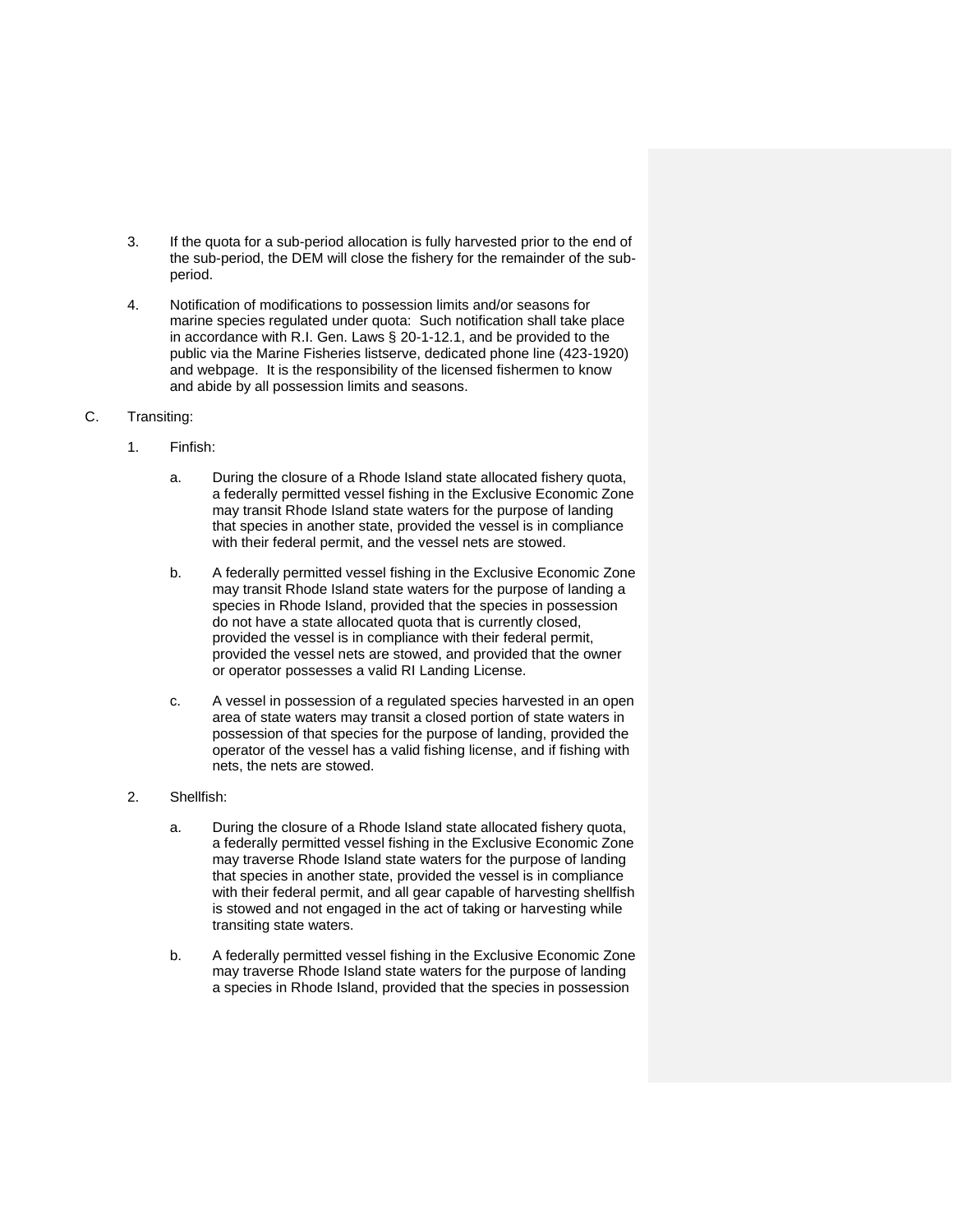3. If the quota for a sub-period allocation is fully harvested prior to the end of the sub-period, the DEM will close the fishery for the remainder of the sub-period.

4. Notification of modifications to possession limits and/or seasons for marine species regulated under quota: Such notification shall take place in accordance with R.I. Gen. Laws § 20-1-12.1, and be provided to the public via the Marine Fisheries listserve, dedicated phone line (423-1920) and webpage. It is the responsibility of the licensed fishermen to know and abide by all possession limits and seasons.

C. Transiting:

1. Finfish:

   a. During the closure of a Rhode Island state allocated fishery quota, a federally permitted vessel fishing in the Exclusive Economic Zone may transit Rhode Island state waters for the purpose of landing that species in another state, provided the vessel is in compliance with their federal permit, and the vessel nets are stowed.

   b. A federally permitted vessel fishing in the Exclusive Economic Zone may transit Rhode Island state waters for the purpose of landing a species in Rhode Island, provided that the species in possession do not have a state allocated quota that is currently closed, provided the vessel is in compliance with their federal permit, provided the vessel nets are stowed, and provided that the owner or operator possesses a valid RI Landing License.

   c. A vessel in possession of a regulated species harvested in an open area of state waters may transit a closed portion of state waters in possession of that species for the purpose of landing, provided the operator of the vessel has a valid fishing license, and if fishing with nets, the nets are stowed.

2. Shellfish:

   a. During the closure of a Rhode Island state allocated fishery quota, a federally permitted vessel fishing in the Exclusive Economic Zone may traverse Rhode Island state waters for the purpose of landing that species in another state, provided the vessel is in compliance with their federal permit, and all gear capable of harvesting shellfish is stowed and not engaged in the act of taking or harvesting while transiting state waters.

   b. A federally permitted vessel fishing in the Exclusive Economic Zone may traverse Rhode Island state waters for the purpose of landing a species in Rhode Island, provided that the species in possession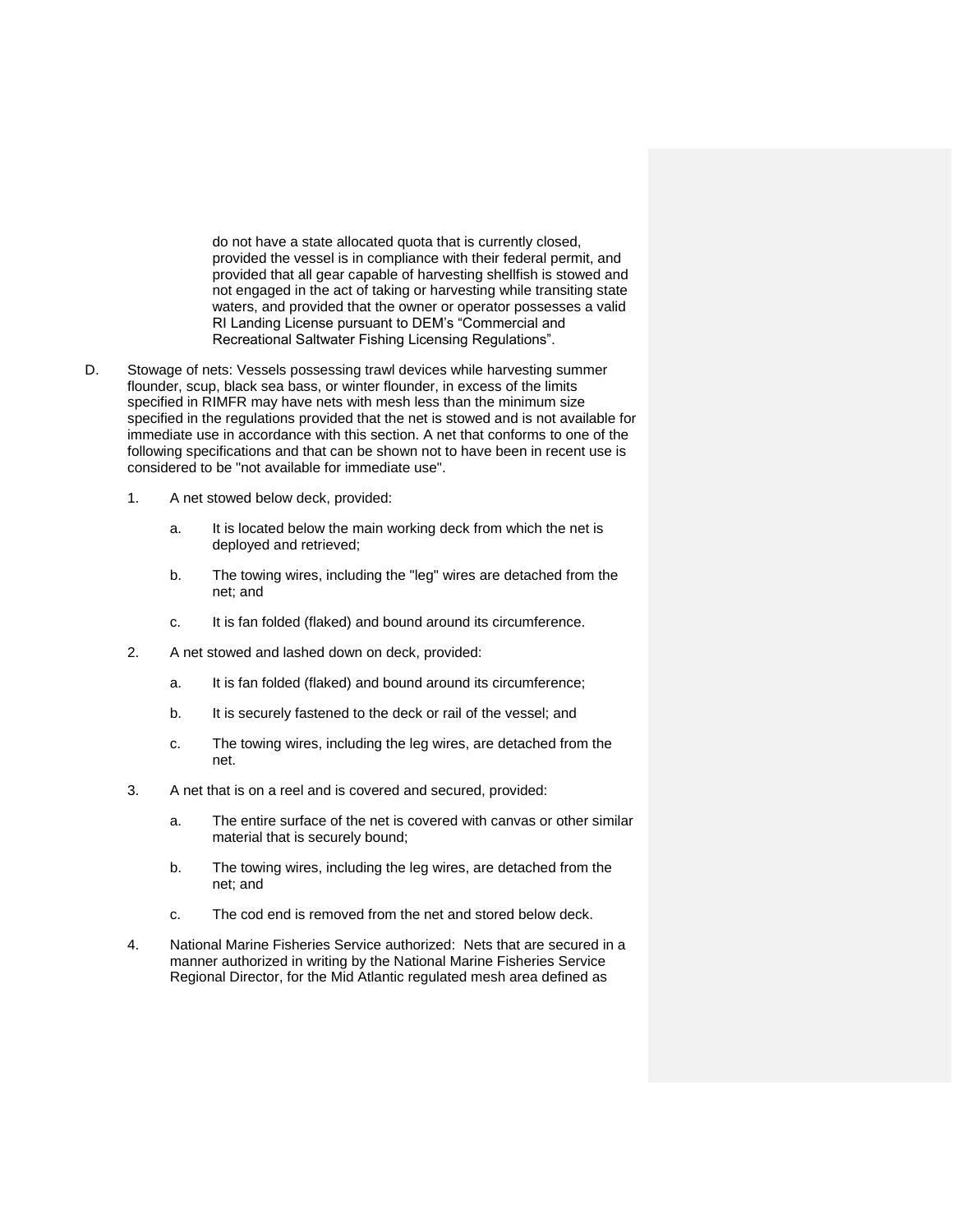do not have a state allocated quota that is currently closed, provided the vessel is in compliance with their federal permit, and provided that all gear capable of harvesting shellfish is stowed and not engaged in the act of taking or harvesting while transiting state waters, and provided that the owner or operator possesses a valid RI Landing License pursuant to DEM's "Commercial and Recreational Saltwater Fishing Licensing Regulations".

D. Stowage of nets: Vessels possessing trawl devices while harvesting summer flounder, scup, black sea bass, or winter flounder, in excess of the limits specified in RIMFR may have nets with mesh less than the minimum size specified in the regulations provided that the net is stowed and is not available for immediate use in accordance with this section. A net that conforms to one of the following specifications and that can be shown not to have been in recent use is considered to be "not available for immediate use".

  1. A net stowed below deck, provided:

     a. It is located below the main working deck from which the net is deployed and retrieved;

     b. The towing wires, including the "leg" wires are detached from the net; and

     c. It is fan folded (flaked) and bound around its circumference.

  2. A net stowed and lashed down on deck, provided:

     a. It is fan folded (flaked) and bound around its circumference;

     b. It is securely fastened to the deck or rail of the vessel; and

     c. The towing wires, including the leg wires, are detached from the net.

  3. A net that is on a reel and is covered and secured, provided:

     a. The entire surface of the net is covered with canvas or other similar material that is securely bound;

     b. The towing wires, including the leg wires, are detached from the net; and

     c. The cod end is removed from the net and stored below deck.

  4. National Marine Fisheries Service authorized: Nets that are secured in a manner authorized in writing by the National Marine Fisheries Service Regional Director, for the Mid Atlantic regulated mesh area defined as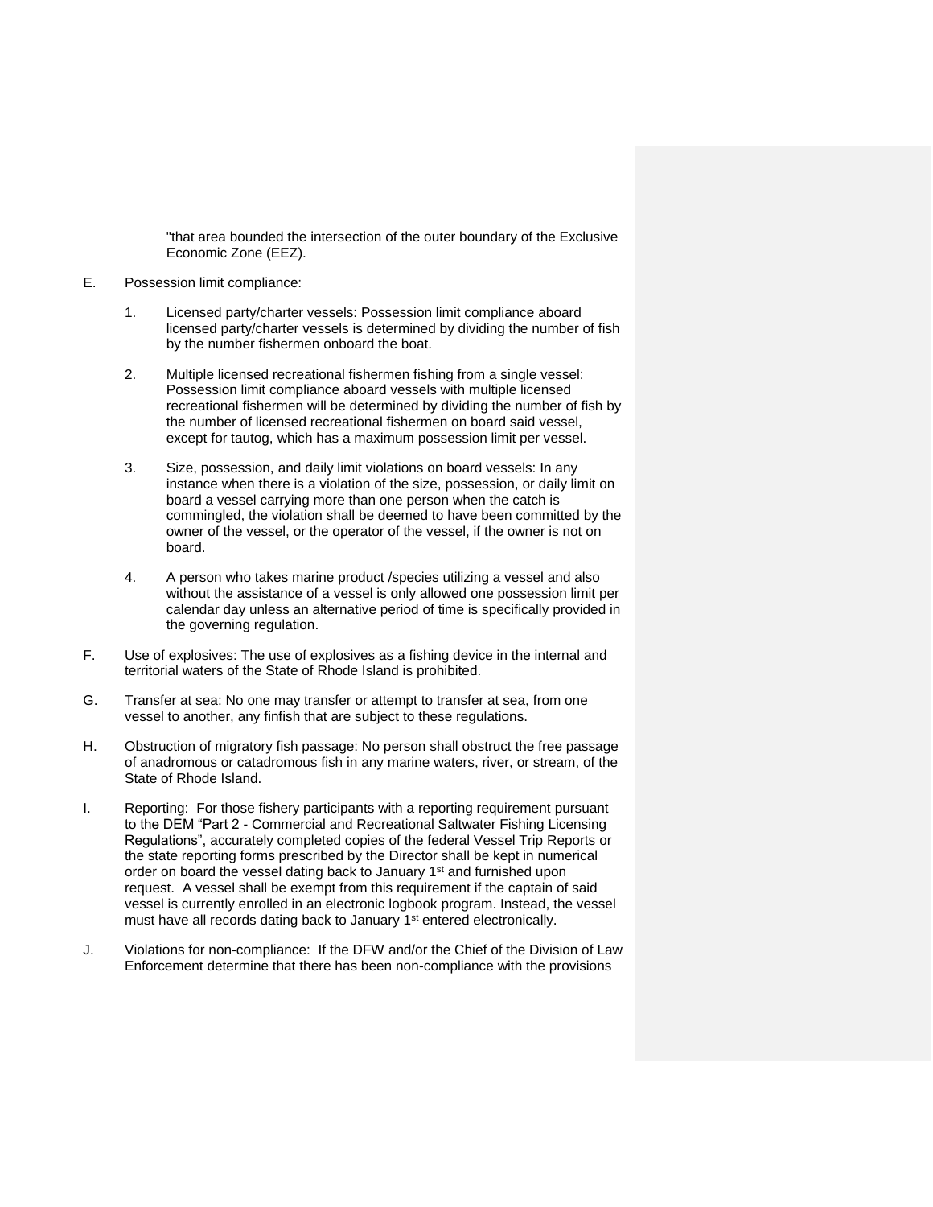"that area bounded the intersection of the outer boundary of the Exclusive Economic Zone (EEZ).

E. Possession limit compliance:

1. Licensed party/charter vessels: Possession limit compliance aboard licensed party/charter vessels is determined by dividing the number of fish by the number fishermen onboard the boat.

2. Multiple licensed recreational fishermen fishing from a single vessel: Possession limit compliance aboard vessels with multiple licensed recreational fishermen will be determined by dividing the number of fish by the number of licensed recreational fishermen on board said vessel, except for tautog, which has a maximum possession limit per vessel.

3. Size, possession, and daily limit violations on board vessels: In any instance when there is a violation of the size, possession, or daily limit on board a vessel carrying more than one person when the catch is commingled, the violation shall be deemed to have been committed by the owner of the vessel, or the operator of the vessel, if the owner is not on board.

4. A person who takes marine product /species utilizing a vessel and also without the assistance of a vessel is only allowed one possession limit per calendar day unless an alternative period of time is specifically provided in the governing regulation.

F. Use of explosives: The use of explosives as a fishing device in the internal and territorial waters of the State of Rhode Island is prohibited.

G. Transfer at sea: No one may transfer or attempt to transfer at sea, from one vessel to another, any finfish that are subject to these regulations.

H. Obstruction of migratory fish passage: No person shall obstruct the free passage of anadromous or catadromous fish in any marine waters, river, or stream, of the State of Rhode Island.

I. Reporting: For those fishery participants with a reporting requirement pursuant to the DEM "Part 2 - Commercial and Recreational Saltwater Fishing Licensing Regulations", accurately completed copies of the federal Vessel Trip Reports or the state reporting forms prescribed by the Director shall be kept in numerical order on board the vessel dating back to January 1st and furnished upon request. A vessel shall be exempt from this requirement if the captain of said vessel is currently enrolled in an electronic logbook program. Instead, the vessel must have all records dating back to January 1st entered electronically.

J. Violations for non-compliance: If the DFW and/or the Chief of the Division of Law Enforcement determine that there has been non-compliance with the provisions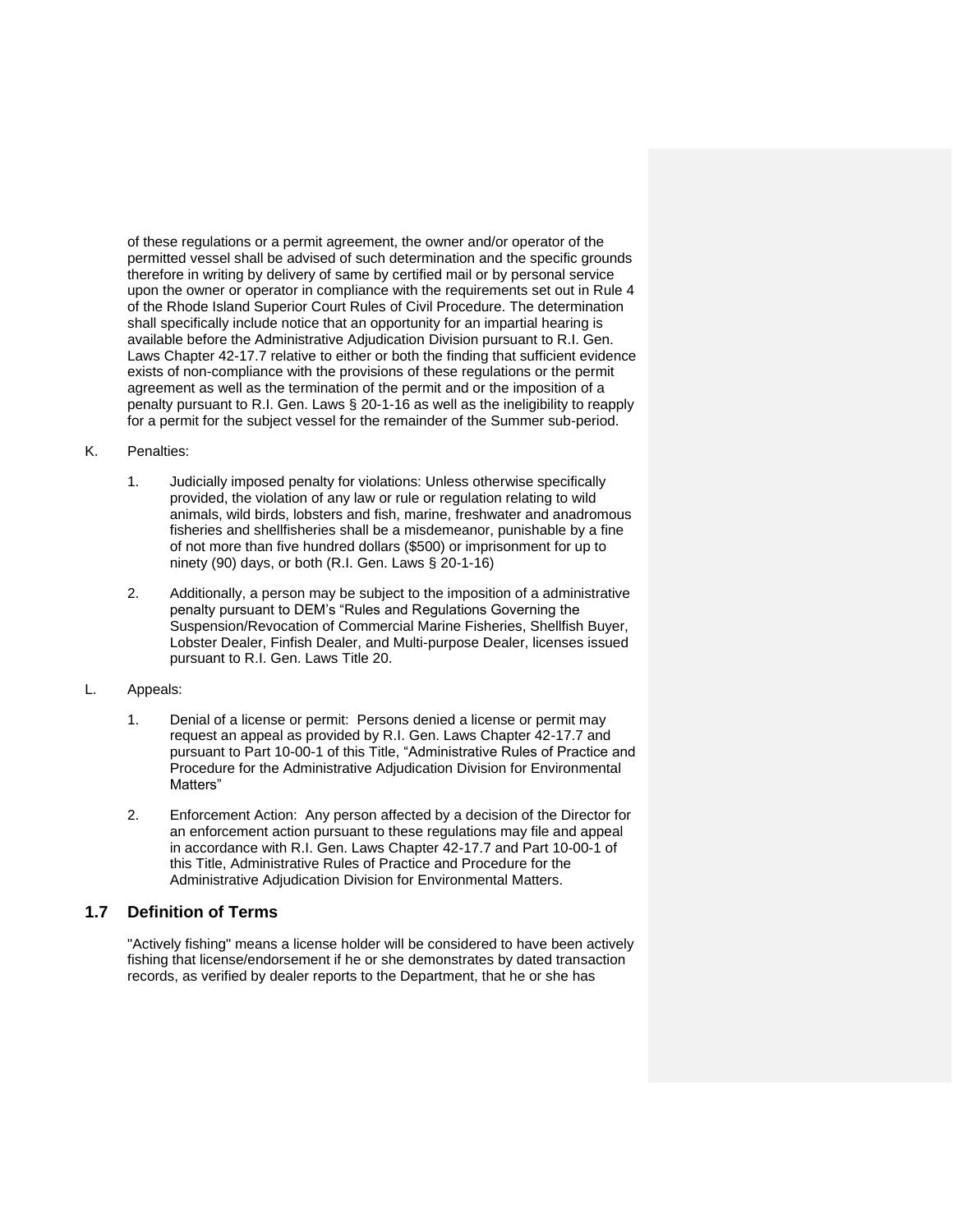of these regulations or a permit agreement, the owner and/or operator of the permitted vessel shall be advised of such determination and the specific grounds therefore in writing by delivery of same by certified mail or by personal service upon the owner or operator in compliance with the requirements set out in Rule 4 of the Rhode Island Superior Court Rules of Civil Procedure. The determination shall specifically include notice that an opportunity for an impartial hearing is available before the Administrative Adjudication Division pursuant to R.I. Gen. Laws Chapter 42-17.7 relative to either or both the finding that sufficient evidence exists of non-compliance with the provisions of these regulations or the permit agreement as well as the termination of the permit and or the imposition of a penalty pursuant to R.I. Gen. Laws § 20-1-16 as well as the ineligibility to reapply for a permit for the subject vessel for the remainder of the Summer sub-period.

K. Penalties:

1. Judicially imposed penalty for violations: Unless otherwise specifically provided, the violation of any law or rule or regulation relating to wild animals, wild birds, lobsters and fish, marine, freshwater and anadromous fisheries and shellfisheries shall be a misdemeanor, punishable by a fine of not more than five hundred dollars ($500) or imprisonment for up to ninety (90) days, or both (R.I. Gen. Laws § 20-1-16)

2. Additionally, a person may be subject to the imposition of a administrative penalty pursuant to DEM's "Rules and Regulations Governing the Suspension/Revocation of Commercial Marine Fisheries, Shellfish Buyer, Lobster Dealer, Finfish Dealer, and Multi-purpose Dealer, licenses issued pursuant to R.I. Gen. Laws Title 20.

L. Appeals:

1. Denial of a license or permit: Persons denied a license or permit may request an appeal as provided by R.I. Gen. Laws Chapter 42-17.7 and pursuant to Part 10-00-1 of this Title, "Administrative Rules of Practice and Procedure for the Administrative Adjudication Division for Environmental Matters"

2. Enforcement Action: Any person affected by a decision of the Director for an enforcement action pursuant to these regulations may file and appeal in accordance with R.I. Gen. Laws Chapter 42-17.7 and Part 10-00-1 of this Title, Administrative Rules of Practice and Procedure for the Administrative Adjudication Division for Environmental Matters.

## 1.7 Definition of Terms

"Actively fishing" means a license holder will be considered to have been actively fishing that license/endorsement if he or she demonstrates by dated transaction records, as verified by dealer reports to the Department, that he or she has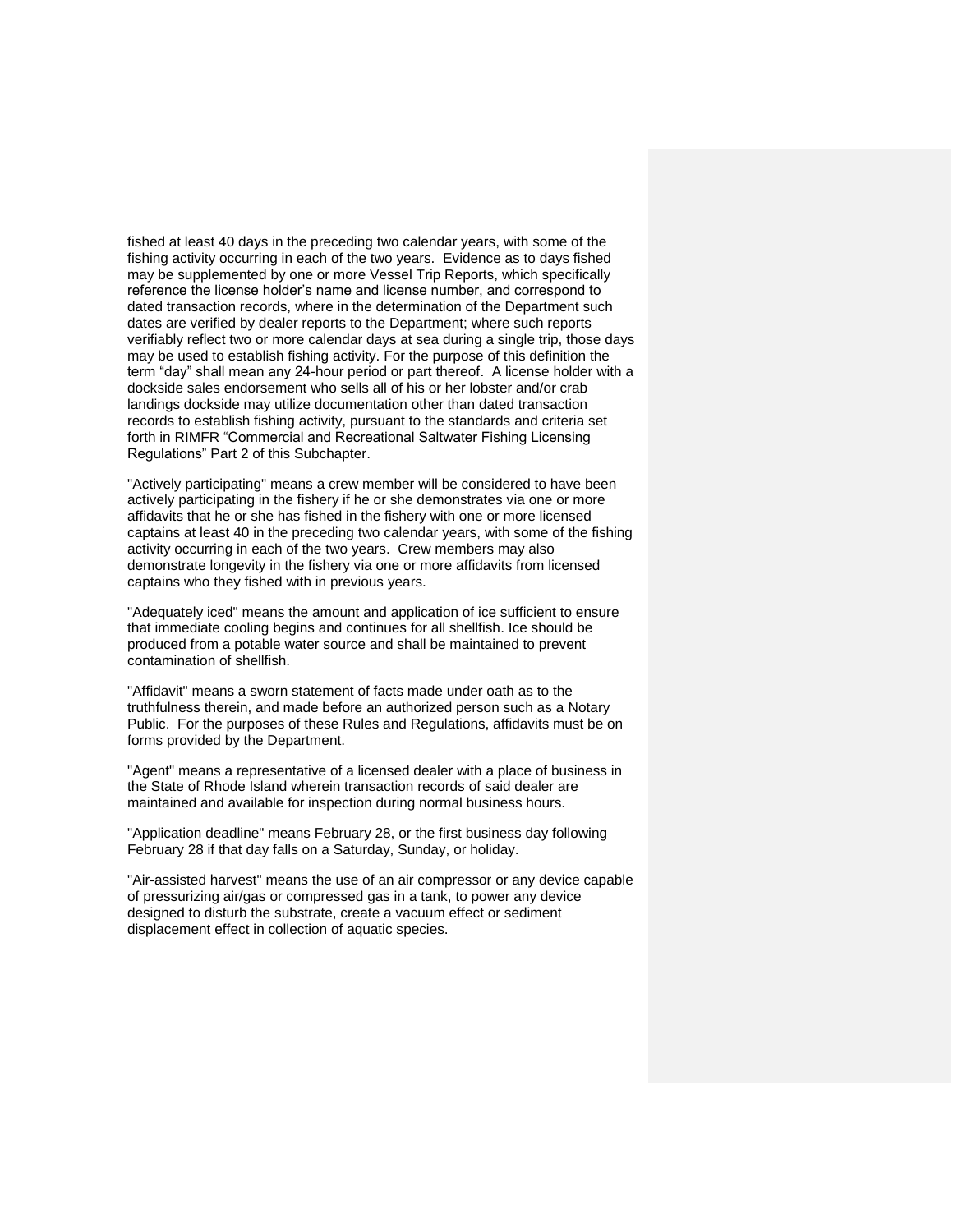fished at least 40 days in the preceding two calendar years, with some of the fishing activity occurring in each of the two years. Evidence as to days fished may be supplemented by one or more Vessel Trip Reports, which specifically reference the license holder's name and license number, and correspond to dated transaction records, where in the determination of the Department such dates are verified by dealer reports to the Department; where such reports verifiably reflect two or more calendar days at sea during a single trip, those days may be used to establish fishing activity. For the purpose of this definition the term "day" shall mean any 24-hour period or part thereof. A license holder with a dockside sales endorsement who sells all of his or her lobster and/or crab landings dockside may utilize documentation other than dated transaction records to establish fishing activity, pursuant to the standards and criteria set forth in RIMFR "Commercial and Recreational Saltwater Fishing Licensing Regulations" Part 2 of this Subchapter.

"Actively participating" means a crew member will be considered to have been actively participating in the fishery if he or she demonstrates via one or more affidavits that he or she has fished in the fishery with one or more licensed captains at least 40 in the preceding two calendar years, with some of the fishing activity occurring in each of the two years. Crew members may also demonstrate longevity in the fishery via one or more affidavits from licensed captains who they fished with in previous years.

"Adequately iced" means the amount and application of ice sufficient to ensure that immediate cooling begins and continues for all shellfish. Ice should be produced from a potable water source and shall be maintained to prevent contamination of shellfish.

"Affidavit" means a sworn statement of facts made under oath as to the truthfulness therein, and made before an authorized person such as a Notary Public. For the purposes of these Rules and Regulations, affidavits must be on forms provided by the Department.

"Agent" means a representative of a licensed dealer with a place of business in the State of Rhode Island wherein transaction records of said dealer are maintained and available for inspection during normal business hours.

"Application deadline" means February 28, or the first business day following February 28 if that day falls on a Saturday, Sunday, or holiday.

"Air-assisted harvest" means the use of an air compressor or any device capable of pressurizing air/gas or compressed gas in a tank, to power any device designed to disturb the substrate, create a vacuum effect or sediment displacement effect in collection of aquatic species.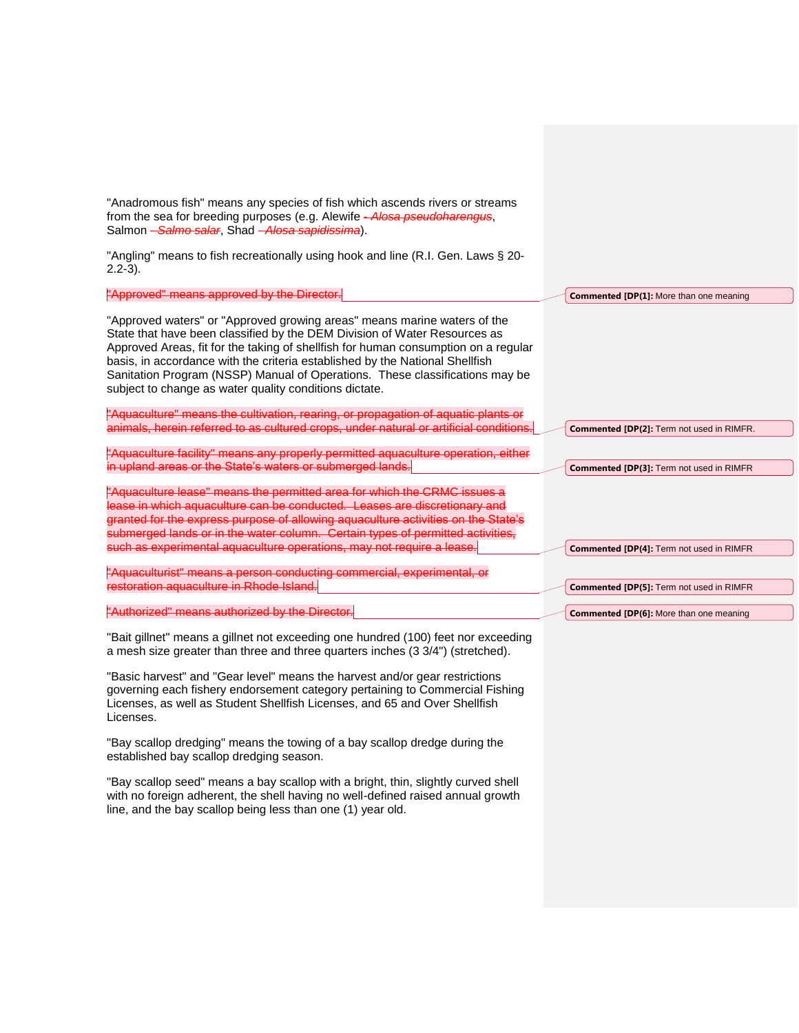"Anadromous fish" means any species of fish which ascends rivers or streams from the sea for breeding purposes (e.g. Alewife ~~- *Alosa pseudoharengus*~~, Salmon ~~– *Salmo salar*~~, Shad ~~– *Alosa sapidissima*~~).

"Angling" means to fish recreationally using hook and line (R.I. Gen. Laws § 20-2.2-3).

~~"Approved" means approved by the Director.~~

**Commented [DP(1]:** More than one meaning

"Approved waters" or "Approved growing areas" means marine waters of the State that have been classified by the DEM Division of Water Resources as Approved Areas, fit for the taking of shellfish for human consumption on a regular basis, in accordance with the criteria established by the National Shellfish Sanitation Program (NSSP) Manual of Operations. These classifications may be subject to change as water quality conditions dictate.

~~"Aquaculture" means the cultivation, rearing, or propagation of aquatic plants or animals, herein referred to as cultured crops, under natural or artificial conditions.~~

**Commented [DP(2]:** Term not used in RIMFR.

~~"Aquaculture facility" means any properly permitted aquaculture operation, either in upland areas or the State's waters or submerged lands.~~

**Commented [DP(3]:** Term not used in RIMFR

~~"Aquaculture lease" means the permitted area for which the CRMC issues a lease in which aquaculture can be conducted. Leases are discretionary and granted for the express purpose of allowing aquaculture activities on the State's submerged lands or in the water column. Certain types of permitted activities, such as experimental aquaculture operations, may not require a lease.~~

**Commented [DP(4]:** Term not used in RIMFR

~~"Aquaculturist" means a person conducting commercial, experimental, or restoration aquaculture in Rhode Island.~~

**Commented [DP(5]:** Term not used in RIMFR

~~"Authorized" means authorized by the Director.~~

**Commented [DP(6]:** More than one meaning

"Bait gillnet" means a gillnet not exceeding one hundred (100) feet nor exceeding a mesh size greater than three and three quarters inches (3 3/4") (stretched).

"Basic harvest" and "Gear level" means the harvest and/or gear restrictions governing each fishery endorsement category pertaining to Commercial Fishing Licenses, as well as Student Shellfish Licenses, and 65 and Over Shellfish Licenses.

"Bay scallop dredging" means the towing of a bay scallop dredge during the established bay scallop dredging season.

"Bay scallop seed" means a bay scallop with a bright, thin, slightly curved shell with no foreign adherent, the shell having no well-defined raised annual growth line, and the bay scallop being less than one (1) year old.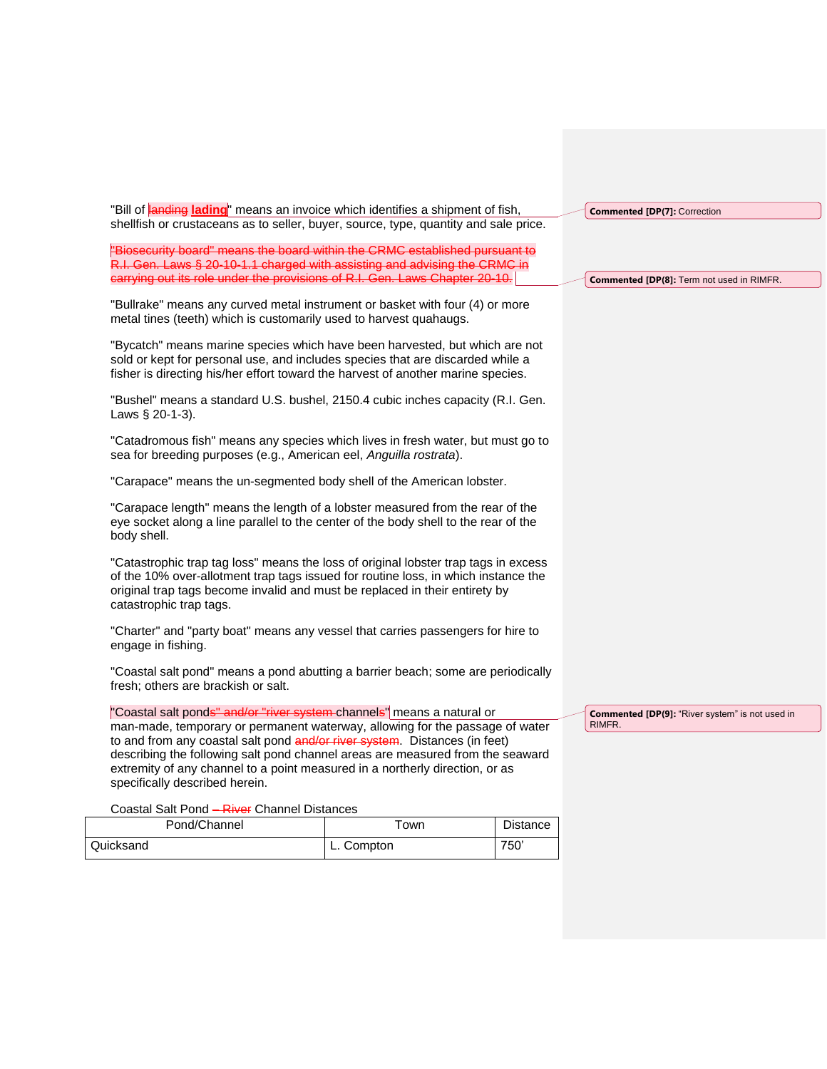"Bill of ~~landing~~ **lading**" means an invoice which identifies a shipment of fish, shellfish or crustaceans as to seller, buyer, source, type, quantity and sale price.

~~"Biosecurity board" means the board within the CRMC established pursuant to R.I. Gen. Laws § 20-10-1.1 charged with assisting and advising the CRMC in carrying out its role under the provisions of R.I. Gen. Laws Chapter 20-10.~~

"Bullrake" means any curved metal instrument or basket with four (4) or more metal tines (teeth) which is customarily used to harvest quahaugs.

"Bycatch" means marine species which have been harvested, but which are not sold or kept for personal use, and includes species that are discarded while a fisher is directing his/her effort toward the harvest of another marine species.

"Bushel" means a standard U.S. bushel, 2150.4 cubic inches capacity (R.I. Gen. Laws § 20-1-3).

"Catadromous fish" means any species which lives in fresh water, but must go to sea for breeding purposes (e.g., American eel, *Anguilla rostrata*).

"Carapace" means the un-segmented body shell of the American lobster.

"Carapace length" means the length of a lobster measured from the rear of the eye socket along a line parallel to the center of the body shell to the rear of the body shell.

"Catastrophic trap tag loss" means the loss of original lobster trap tags in excess of the 10% over-allotment trap tags issued for routine loss, in which instance the original trap tags become invalid and must be replaced in their entirety by catastrophic trap tags.

"Charter" and "party boat" means any vessel that carries passengers for hire to engage in fishing.

"Coastal salt pond" means a pond abutting a barrier beach; some are periodically fresh; others are brackish or salt.

"Coastal salt pond~~s" and/or "river system~~ channels" means a natural or man-made, temporary or permanent waterway, allowing for the passage of water to and from any coastal salt pond ~~and/or river system~~. Distances (in feet) describing the following salt pond channel areas are measured from the seaward extremity of any channel to a point measured in a northerly direction, or as specifically described herein.

Coastal Salt Pond ~~– River~~ Channel Distances

| Pond/Channel | Town | Distance |
|---|---|---|
| Quicksand | L. Compton | 750' |

Commented [DP(7]: Correction

Commented [DP(8]: Term not used in RIMFR.

Commented [DP(9]: "River system" is not used in RIMFR.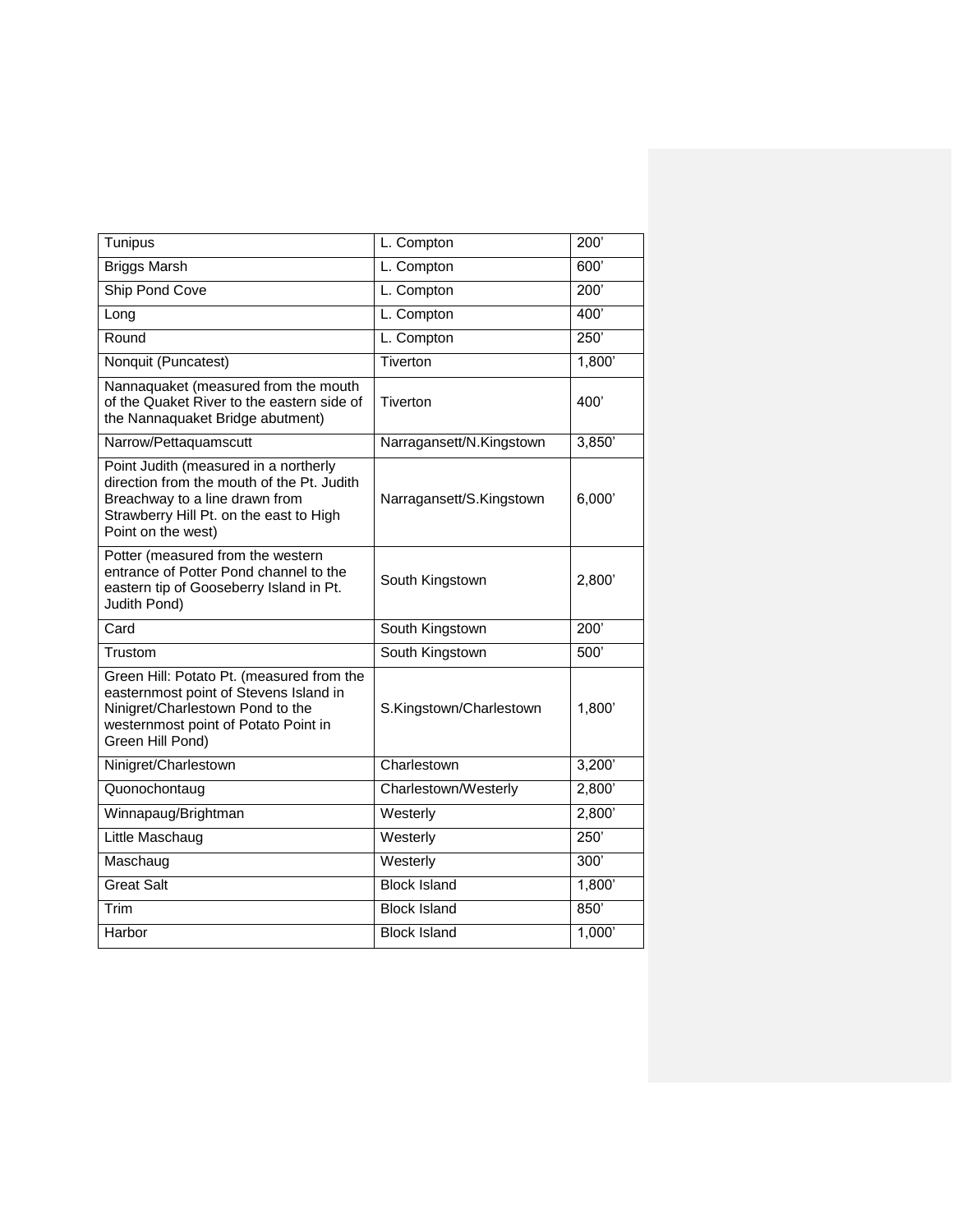| Tunipus | L. Compton | 200’ |
|---|---|---|
| Briggs Marsh | L. Compton | 600’ |
| Ship Pond Cove | L. Compton | 200’ |
| Long | L. Compton | 400’ |
| Round | L. Compton | 250’ |
| Nonquit (Puncatest) | Tiverton | 1,800’ |
| Nannaquaket (measured from the mouth of the Quaket River to the eastern side of the Nannaquaket Bridge abutment) | Tiverton | 400’ |
| Narrow/Pettaquamscutt | Narragansett/N.Kingstown | 3,850’ |
| Point Judith (measured in a northerly direction from the mouth of the Pt. Judith Breachway to a line drawn from Strawberry Hill Pt. on the east to High Point on the west) | Narragansett/S.Kingstown | 6,000’ |
| Potter (measured from the western entrance of Potter Pond channel to the eastern tip of Gooseberry Island in Pt. Judith Pond) | South Kingstown | 2,800’ |
| Card | South Kingstown | 200’ |
| Trustom | South Kingstown | 500’ |
| Green Hill: Potato Pt. (measured from the easternmost point of Stevens Island in Ninigret/Charlestown Pond to the westernmost point of Potato Point in Green Hill Pond) | S.Kingstown/Charlestown | 1,800’ |
| Ninigret/Charlestown | Charlestown | 3,200’ |
| Quonochontaug | Charlestown/Westerly | 2,800’ |
| Winnapaug/Brightman | Westerly | 2,800’ |
| Little Maschaug | Westerly | 250’ |
| Maschaug | Westerly | 300’ |
| Great Salt | Block Island | 1,800’ |
| Trim | Block Island | 850’ |
| Harbor | Block Island | 1,000’ |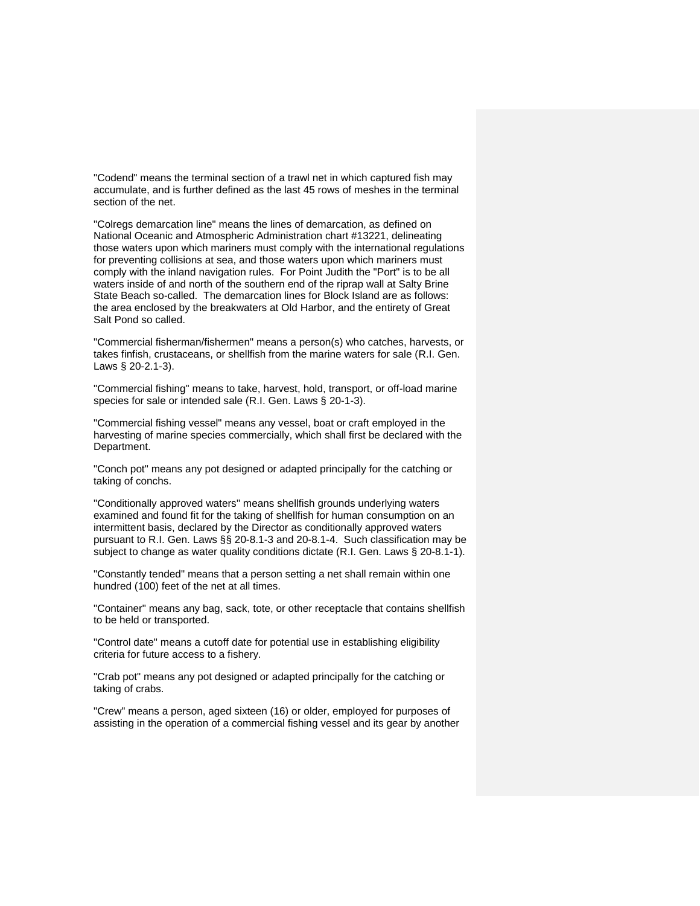"Codend" means the terminal section of a trawl net in which captured fish may accumulate, and is further defined as the last 45 rows of meshes in the terminal section of the net.

"Colregs demarcation line" means the lines of demarcation, as defined on National Oceanic and Atmospheric Administration chart #13221, delineating those waters upon which mariners must comply with the international regulations for preventing collisions at sea, and those waters upon which mariners must comply with the inland navigation rules. For Point Judith the "Port" is to be all waters inside of and north of the southern end of the riprap wall at Salty Brine State Beach so-called. The demarcation lines for Block Island are as follows: the area enclosed by the breakwaters at Old Harbor, and the entirety of Great Salt Pond so called.

"Commercial fisherman/fishermen" means a person(s) who catches, harvests, or takes finfish, crustaceans, or shellfish from the marine waters for sale (R.I. Gen. Laws § 20-2.1-3).

"Commercial fishing" means to take, harvest, hold, transport, or off-load marine species for sale or intended sale (R.I. Gen. Laws § 20-1-3).

"Commercial fishing vessel" means any vessel, boat or craft employed in the harvesting of marine species commercially, which shall first be declared with the Department.

"Conch pot" means any pot designed or adapted principally for the catching or taking of conchs.

"Conditionally approved waters" means shellfish grounds underlying waters examined and found fit for the taking of shellfish for human consumption on an intermittent basis, declared by the Director as conditionally approved waters pursuant to R.I. Gen. Laws §§ 20-8.1-3 and 20-8.1-4. Such classification may be subject to change as water quality conditions dictate (R.I. Gen. Laws § 20-8.1-1).

"Constantly tended" means that a person setting a net shall remain within one hundred (100) feet of the net at all times.

"Container" means any bag, sack, tote, or other receptacle that contains shellfish to be held or transported.

"Control date" means a cutoff date for potential use in establishing eligibility criteria for future access to a fishery.

"Crab pot" means any pot designed or adapted principally for the catching or taking of crabs.

"Crew" means a person, aged sixteen (16) or older, employed for purposes of assisting in the operation of a commercial fishing vessel and its gear by another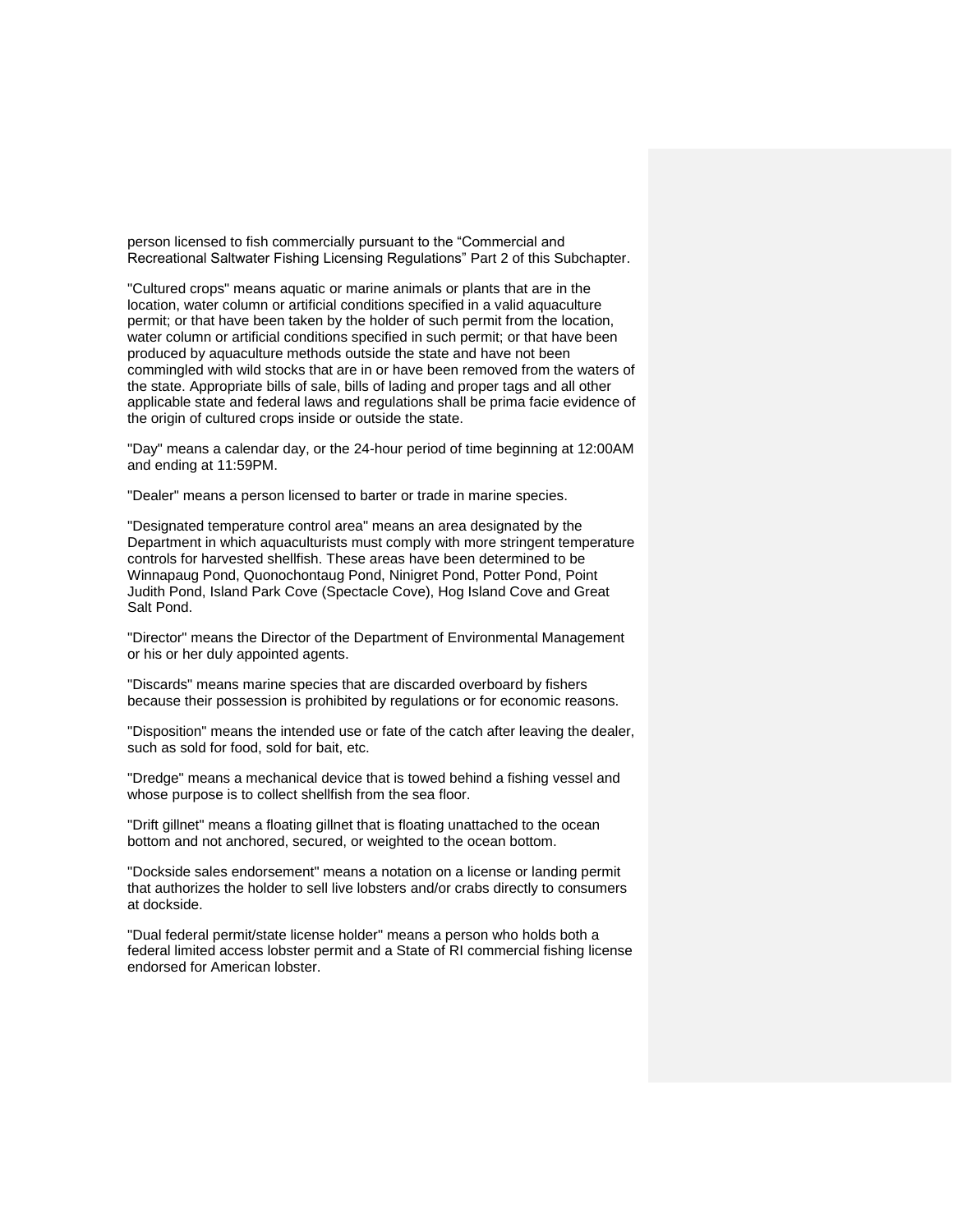person licensed to fish commercially pursuant to the “Commercial and Recreational Saltwater Fishing Licensing Regulations” Part 2 of this Subchapter.

"Cultured crops" means aquatic or marine animals or plants that are in the location, water column or artificial conditions specified in a valid aquaculture permit; or that have been taken by the holder of such permit from the location, water column or artificial conditions specified in such permit; or that have been produced by aquaculture methods outside the state and have not been commingled with wild stocks that are in or have been removed from the waters of the state. Appropriate bills of sale, bills of lading and proper tags and all other applicable state and federal laws and regulations shall be prima facie evidence of the origin of cultured crops inside or outside the state.

"Day" means a calendar day, or the 24-hour period of time beginning at 12:00AM and ending at 11:59PM.

"Dealer" means a person licensed to barter or trade in marine species.

"Designated temperature control area" means an area designated by the Department in which aquaculturists must comply with more stringent temperature controls for harvested shellfish. These areas have been determined to be Winnapaug Pond, Quonochontaug Pond, Ninigret Pond, Potter Pond, Point Judith Pond, Island Park Cove (Spectacle Cove), Hog Island Cove and Great Salt Pond.

"Director" means the Director of the Department of Environmental Management or his or her duly appointed agents.

"Discards" means marine species that are discarded overboard by fishers because their possession is prohibited by regulations or for economic reasons.

"Disposition" means the intended use or fate of the catch after leaving the dealer, such as sold for food, sold for bait, etc.

"Dredge" means a mechanical device that is towed behind a fishing vessel and whose purpose is to collect shellfish from the sea floor.

"Drift gillnet" means a floating gillnet that is floating unattached to the ocean bottom and not anchored, secured, or weighted to the ocean bottom.

"Dockside sales endorsement" means a notation on a license or landing permit that authorizes the holder to sell live lobsters and/or crabs directly to consumers at dockside.

"Dual federal permit/state license holder" means a person who holds both a federal limited access lobster permit and a State of RI commercial fishing license endorsed for American lobster.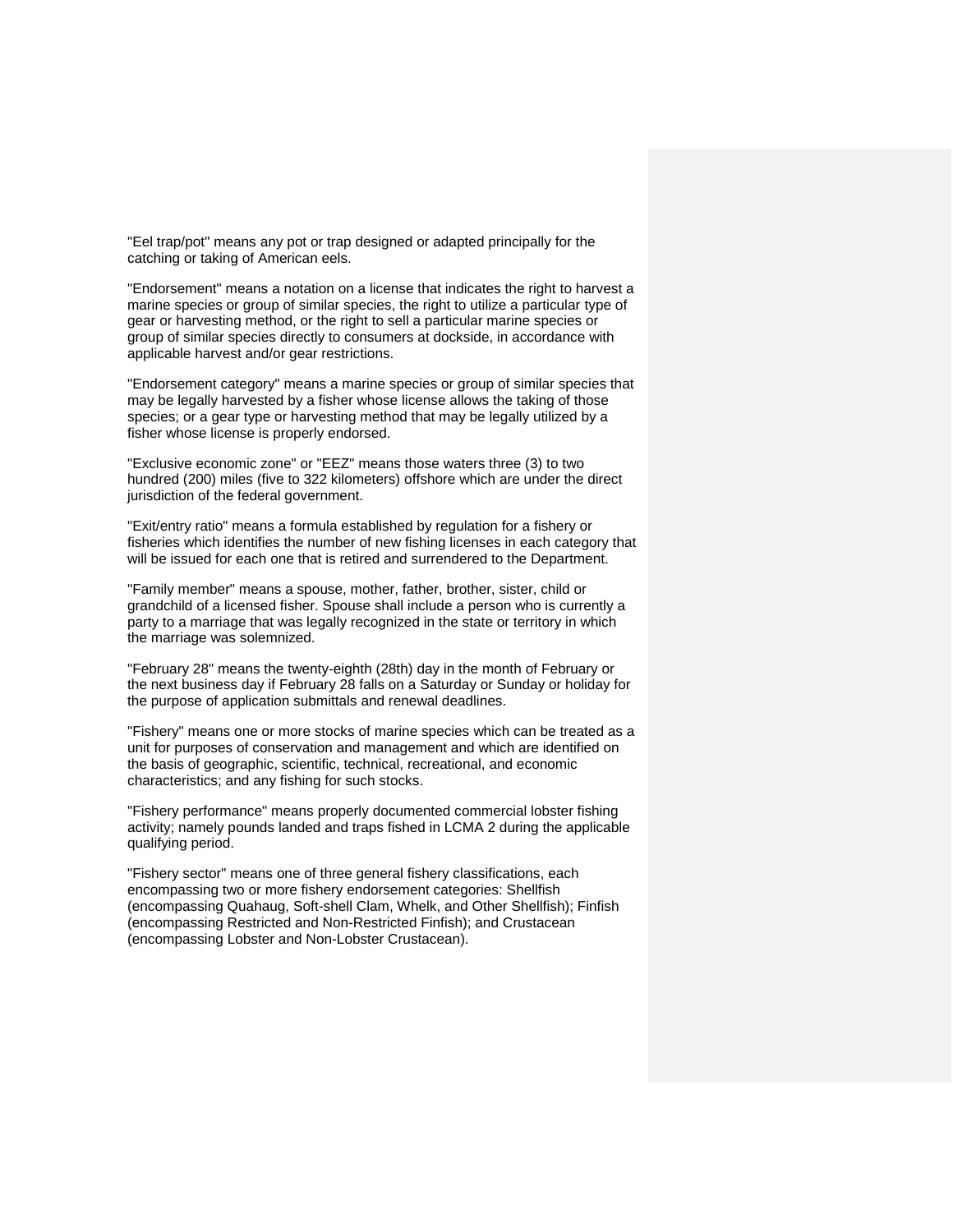"Eel trap/pot" means any pot or trap designed or adapted principally for the catching or taking of American eels.

"Endorsement" means a notation on a license that indicates the right to harvest a marine species or group of similar species, the right to utilize a particular type of gear or harvesting method, or the right to sell a particular marine species or group of similar species directly to consumers at dockside, in accordance with applicable harvest and/or gear restrictions.

"Endorsement category" means a marine species or group of similar species that may be legally harvested by a fisher whose license allows the taking of those species; or a gear type or harvesting method that may be legally utilized by a fisher whose license is properly endorsed.

"Exclusive economic zone" or "EEZ" means those waters three (3) to two hundred (200) miles (five to 322 kilometers) offshore which are under the direct jurisdiction of the federal government.

"Exit/entry ratio" means a formula established by regulation for a fishery or fisheries which identifies the number of new fishing licenses in each category that will be issued for each one that is retired and surrendered to the Department.

"Family member" means a spouse, mother, father, brother, sister, child or grandchild of a licensed fisher. Spouse shall include a person who is currently a party to a marriage that was legally recognized in the state or territory in which the marriage was solemnized.

"February 28" means the twenty-eighth (28th) day in the month of February or the next business day if February 28 falls on a Saturday or Sunday or holiday for the purpose of application submittals and renewal deadlines.

"Fishery" means one or more stocks of marine species which can be treated as a unit for purposes of conservation and management and which are identified on the basis of geographic, scientific, technical, recreational, and economic characteristics; and any fishing for such stocks.

"Fishery performance" means properly documented commercial lobster fishing activity; namely pounds landed and traps fished in LCMA 2 during the applicable qualifying period.

"Fishery sector" means one of three general fishery classifications, each encompassing two or more fishery endorsement categories: Shellfish (encompassing Quahaug, Soft-shell Clam, Whelk, and Other Shellfish); Finfish (encompassing Restricted and Non-Restricted Finfish); and Crustacean (encompassing Lobster and Non-Lobster Crustacean).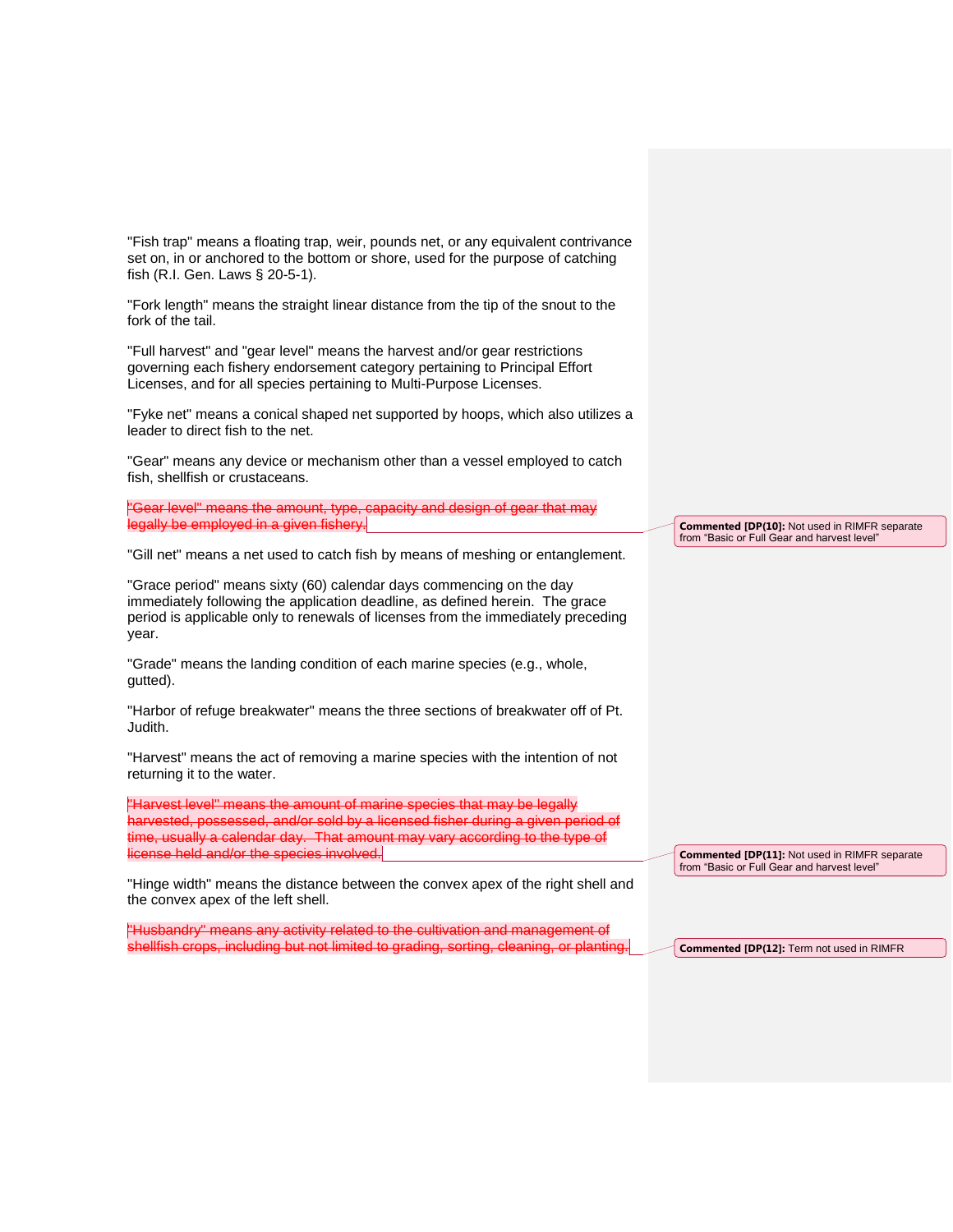"Fish trap" means a floating trap, weir, pounds net, or any equivalent contrivance set on, in or anchored to the bottom or shore, used for the purpose of catching fish (R.I. Gen. Laws § 20-5-1).

"Fork length" means the straight linear distance from the tip of the snout to the fork of the tail.

"Full harvest" and "gear level" means the harvest and/or gear restrictions governing each fishery endorsement category pertaining to Principal Effort Licenses, and for all species pertaining to Multi-Purpose Licenses.

"Fyke net" means a conical shaped net supported by hoops, which also utilizes a leader to direct fish to the net.

"Gear" means any device or mechanism other than a vessel employed to catch fish, shellfish or crustaceans.

~~"Gear level" means the amount, type, capacity and design of gear that may legally be employed in a given fishery.~~

**Commented [DP(10]:** Not used in RIMFR separate from "Basic or Full Gear and harvest level"

"Gill net" means a net used to catch fish by means of meshing or entanglement.

"Grace period" means sixty (60) calendar days commencing on the day immediately following the application deadline, as defined herein. The grace period is applicable only to renewals of licenses from the immediately preceding year.

"Grade" means the landing condition of each marine species (e.g., whole, gutted).

"Harbor of refuge breakwater" means the three sections of breakwater off of Pt. Judith.

"Harvest" means the act of removing a marine species with the intention of not returning it to the water.

~~"Harvest level" means the amount of marine species that may be legally harvested, possessed, and/or sold by a licensed fisher during a given period of time, usually a calendar day. That amount may vary according to the type of license held and/or the species involved.~~

**Commented [DP(11]:** Not used in RIMFR separate from "Basic or Full Gear and harvest level"

"Hinge width" means the distance between the convex apex of the right shell and the convex apex of the left shell.

~~"Husbandry" means any activity related to the cultivation and management of shellfish crops, including but not limited to grading, sorting, cleaning, or planting.~~

**Commented [DP(12]:** Term not used in RIMFR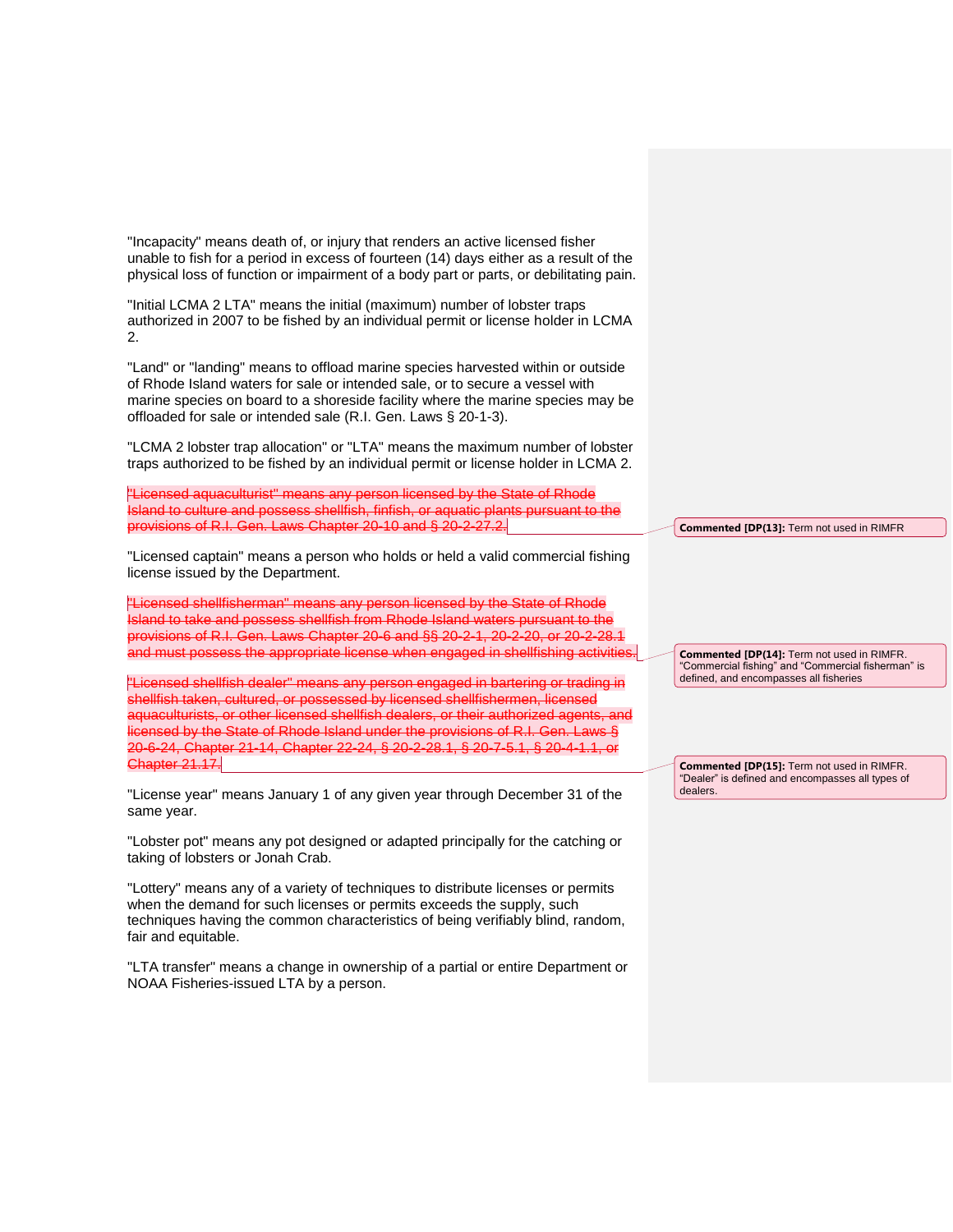"Incapacity" means death of, or injury that renders an active licensed fisher unable to fish for a period in excess of fourteen (14) days either as a result of the physical loss of function or impairment of a body part or parts, or debilitating pain.

"Initial LCMA 2 LTA" means the initial (maximum) number of lobster traps authorized in 2007 to be fished by an individual permit or license holder in LCMA 2.

"Land" or "landing" means to offload marine species harvested within or outside of Rhode Island waters for sale or intended sale, or to secure a vessel with marine species on board to a shoreside facility where the marine species may be offloaded for sale or intended sale (R.I. Gen. Laws § 20-1-3).

"LCMA 2 lobster trap allocation" or "LTA" means the maximum number of lobster traps authorized to be fished by an individual permit or license holder in LCMA 2.

~~"Licensed aquaculturist" means any person licensed by the State of Rhode Island to culture and possess shellfish, finfish, or aquatic plants pursuant to the provisions of R.I. Gen. Laws Chapter 20-10 and § 20-2-27.2.~~

**Commented [DP(13]:** Term not used in RIMFR

"Licensed captain" means a person who holds or held a valid commercial fishing license issued by the Department.

~~"Licensed shellfisherman" means any person licensed by the State of Rhode Island to take and possess shellfish from Rhode Island waters pursuant to the provisions of R.I. Gen. Laws Chapter 20-6 and §§ 20-2-1, 20-2-20, or 20-2-28.1 and must possess the appropriate license when engaged in shellfishing activities.~~

**Commented [DP(14]:** Term not used in RIMFR. "Commercial fishing" and "Commercial fisherman" is defined, and encompasses all fisheries

~~"Licensed shellfish dealer" means any person engaged in bartering or trading in shellfish taken, cultured, or possessed by licensed shellfishermen, licensed aquaculturists, or other licensed shellfish dealers, or their authorized agents, and licensed by the State of Rhode Island under the provisions of R.I. Gen. Laws § 20-6-24, Chapter 21-14, Chapter 22-24, § 20-2-28.1, § 20-7-5.1, § 20-4-1.1, or Chapter 21.17.~~

**Commented [DP(15]:** Term not used in RIMFR. "Dealer" is defined and encompasses all types of dealers.

"License year" means January 1 of any given year through December 31 of the same year.

"Lobster pot" means any pot designed or adapted principally for the catching or taking of lobsters or Jonah Crab.

"Lottery" means any of a variety of techniques to distribute licenses or permits when the demand for such licenses or permits exceeds the supply, such techniques having the common characteristics of being verifiably blind, random, fair and equitable.

"LTA transfer" means a change in ownership of a partial or entire Department or NOAA Fisheries-issued LTA by a person.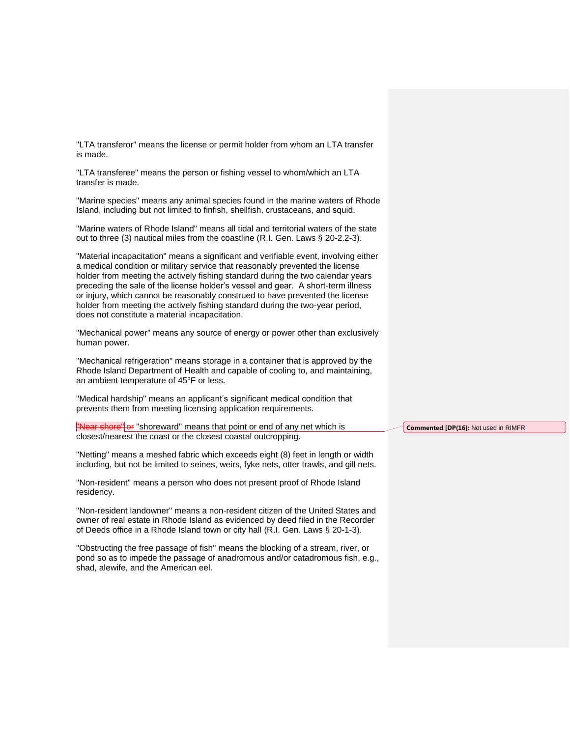"LTA transferor" means the license or permit holder from whom an LTA transfer is made.

"LTA transferee" means the person or fishing vessel to whom/which an LTA transfer is made.

"Marine species" means any animal species found in the marine waters of Rhode Island, including but not limited to finfish, shellfish, crustaceans, and squid.

"Marine waters of Rhode Island" means all tidal and territorial waters of the state out to three (3) nautical miles from the coastline (R.I. Gen. Laws § 20-2.2-3).

"Material incapacitation" means a significant and verifiable event, involving either a medical condition or military service that reasonably prevented the license holder from meeting the actively fishing standard during the two calendar years preceding the sale of the license holder's vessel and gear. A short-term illness or injury, which cannot be reasonably construed to have prevented the license holder from meeting the actively fishing standard during the two-year period, does not constitute a material incapacitation.

"Mechanical power" means any source of energy or power other than exclusively human power.

"Mechanical refrigeration" means storage in a container that is approved by the Rhode Island Department of Health and capable of cooling to, and maintaining, an ambient temperature of 45°F or less.

"Medical hardship" means an applicant's significant medical condition that prevents them from meeting licensing application requirements.

~~"Near shore" or~~ "shoreward" means that point or end of any net which is closest/nearest the coast or the closest coastal outcropping.

**Commented [DP(16]:** Not used in RIMFR

"Netting" means a meshed fabric which exceeds eight (8) feet in length or width including, but not be limited to seines, weirs, fyke nets, otter trawls, and gill nets.

"Non-resident" means a person who does not present proof of Rhode Island residency.

"Non-resident landowner" means a non-resident citizen of the United States and owner of real estate in Rhode Island as evidenced by deed filed in the Recorder of Deeds office in a Rhode Island town or city hall (R.I. Gen. Laws § 20-1-3).

"Obstructing the free passage of fish" means the blocking of a stream, river, or pond so as to impede the passage of anadromous and/or catadromous fish, e.g., shad, alewife, and the American eel.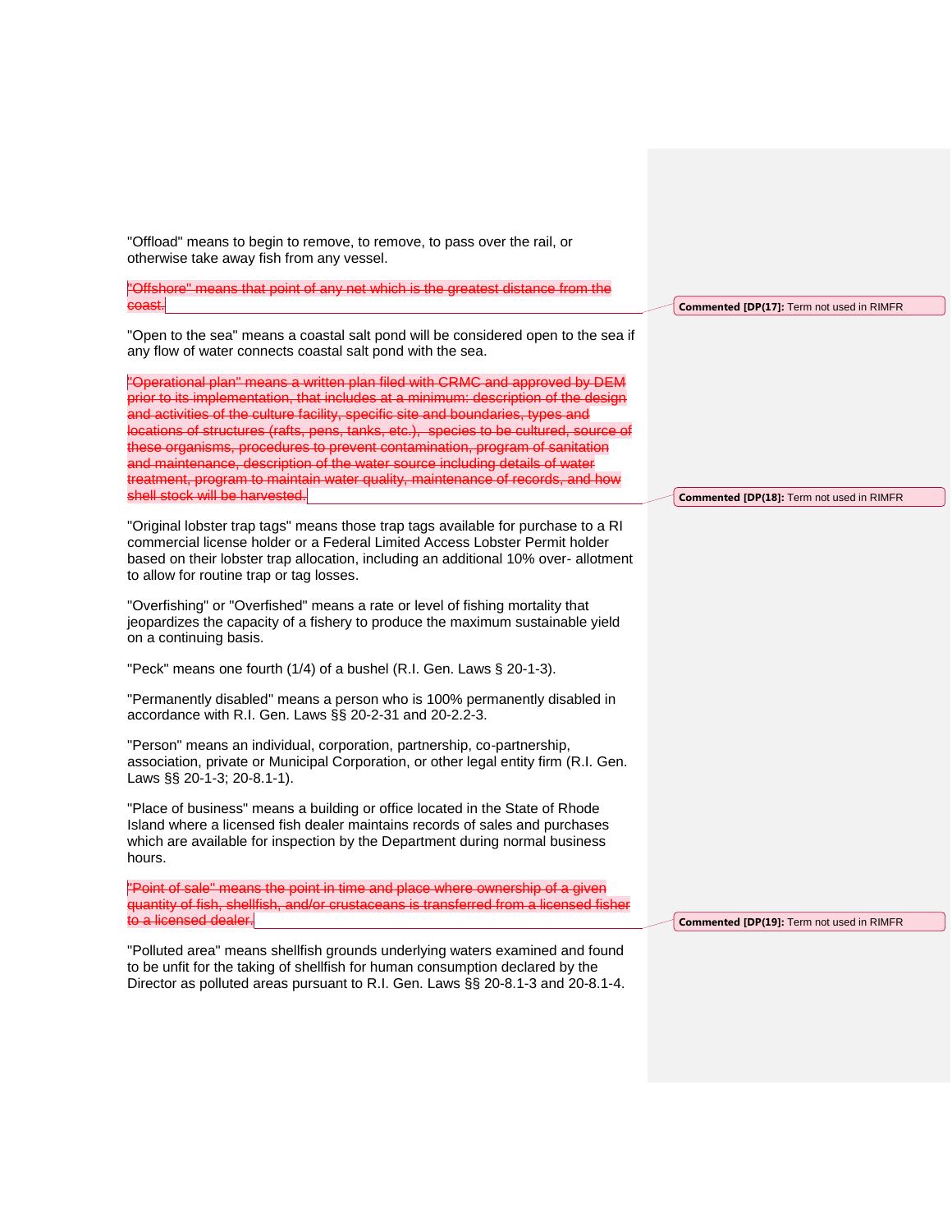"Offload" means to begin to remove, to remove, to pass over the rail, or otherwise take away fish from any vessel.

~~"Offshore" means that point of any net which is the greatest distance from the coast.~~

Commented [DP(17]: Term not used in RIMFR

"Open to the sea" means a coastal salt pond will be considered open to the sea if any flow of water connects coastal salt pond with the sea.

~~"Operational plan" means a written plan filed with CRMC and approved by DEM prior to its implementation, that includes at a minimum: description of the design and activities of the culture facility, specific site and boundaries, types and locations of structures (rafts, pens, tanks, etc.), species to be cultured, source of these organisms, procedures to prevent contamination, program of sanitation and maintenance, description of the water source including details of water treatment, program to maintain water quality, maintenance of records, and how shell stock will be harvested.~~

Commented [DP(18]: Term not used in RIMFR

"Original lobster trap tags" means those trap tags available for purchase to a RI commercial license holder or a Federal Limited Access Lobster Permit holder based on their lobster trap allocation, including an additional 10% over- allotment to allow for routine trap or tag losses.

"Overfishing" or "Overfished" means a rate or level of fishing mortality that jeopardizes the capacity of a fishery to produce the maximum sustainable yield on a continuing basis.

"Peck" means one fourth (1/4) of a bushel (R.I. Gen. Laws § 20-1-3).

"Permanently disabled" means a person who is 100% permanently disabled in accordance with R.I. Gen. Laws §§ 20-2-31 and 20-2.2-3.

"Person" means an individual, corporation, partnership, co-partnership, association, private or Municipal Corporation, or other legal entity firm (R.I. Gen. Laws §§ 20-1-3; 20-8.1-1).

"Place of business" means a building or office located in the State of Rhode Island where a licensed fish dealer maintains records of sales and purchases which are available for inspection by the Department during normal business hours.

~~"Point of sale" means the point in time and place where ownership of a given quantity of fish, shellfish, and/or crustaceans is transferred from a licensed fisher to a licensed dealer.~~

Commented [DP(19]: Term not used in RIMFR

"Polluted area" means shellfish grounds underlying waters examined and found to be unfit for the taking of shellfish for human consumption declared by the Director as polluted areas pursuant to R.I. Gen. Laws §§ 20-8.1-3 and 20-8.1-4.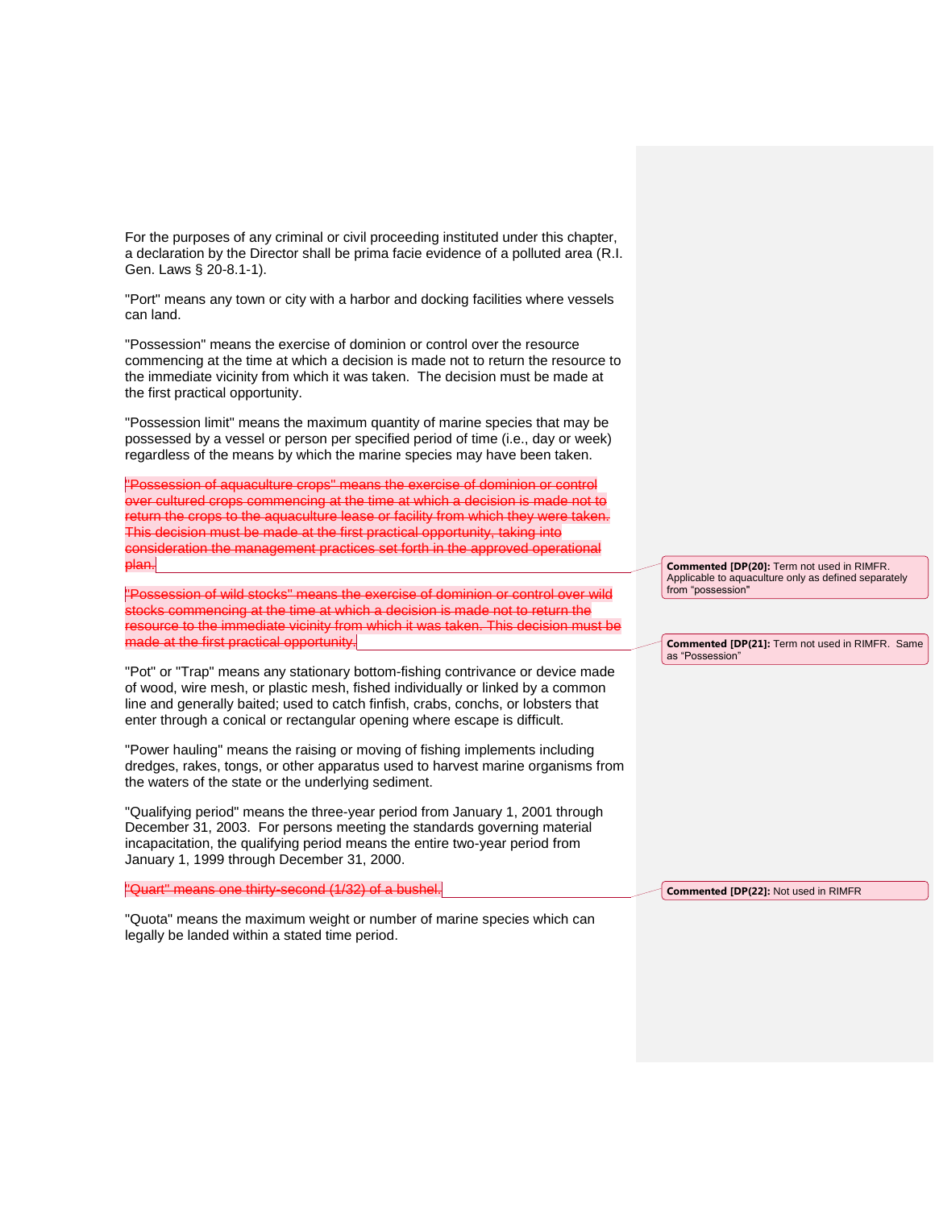For the purposes of any criminal or civil proceeding instituted under this chapter, a declaration by the Director shall be prima facie evidence of a polluted area (R.I. Gen. Laws § 20-8.1-1).

"Port" means any town or city with a harbor and docking facilities where vessels can land.

"Possession" means the exercise of dominion or control over the resource commencing at the time at which a decision is made not to return the resource to the immediate vicinity from which it was taken. The decision must be made at the first practical opportunity.

"Possession limit" means the maximum quantity of marine species that may be possessed by a vessel or person per specified period of time (i.e., day or week) regardless of the means by which the marine species may have been taken.

~~"Possession of aquaculture crops" means the exercise of dominion or control over cultured crops commencing at the time at which a decision is made not to return the crops to the aquaculture lease or facility from which they were taken. This decision must be made at the first practical opportunity, taking into consideration the management practices set forth in the approved operational plan.~~

**Commented [DP(20]:** Term not used in RIMFR. Applicable to aquaculture only as defined separately from "possession"

~~"Possession of wild stocks" means the exercise of dominion or control over wild stocks commencing at the time at which a decision is made not to return the resource to the immediate vicinity from which it was taken. This decision must be made at the first practical opportunity.~~

**Commented [DP(21]:** Term not used in RIMFR. Same as "Possession"

"Pot" or "Trap" means any stationary bottom-fishing contrivance or device made of wood, wire mesh, or plastic mesh, fished individually or linked by a common line and generally baited; used to catch finfish, crabs, conchs, or lobsters that enter through a conical or rectangular opening where escape is difficult.

"Power hauling" means the raising or moving of fishing implements including dredges, rakes, tongs, or other apparatus used to harvest marine organisms from the waters of the state or the underlying sediment.

"Qualifying period" means the three-year period from January 1, 2001 through December 31, 2003. For persons meeting the standards governing material incapacitation, the qualifying period means the entire two-year period from January 1, 1999 through December 31, 2000.

~~"Quart" means one thirty-second (1/32) of a bushel.~~

**Commented [DP(22]:** Not used in RIMFR

"Quota" means the maximum weight or number of marine species which can legally be landed within a stated time period.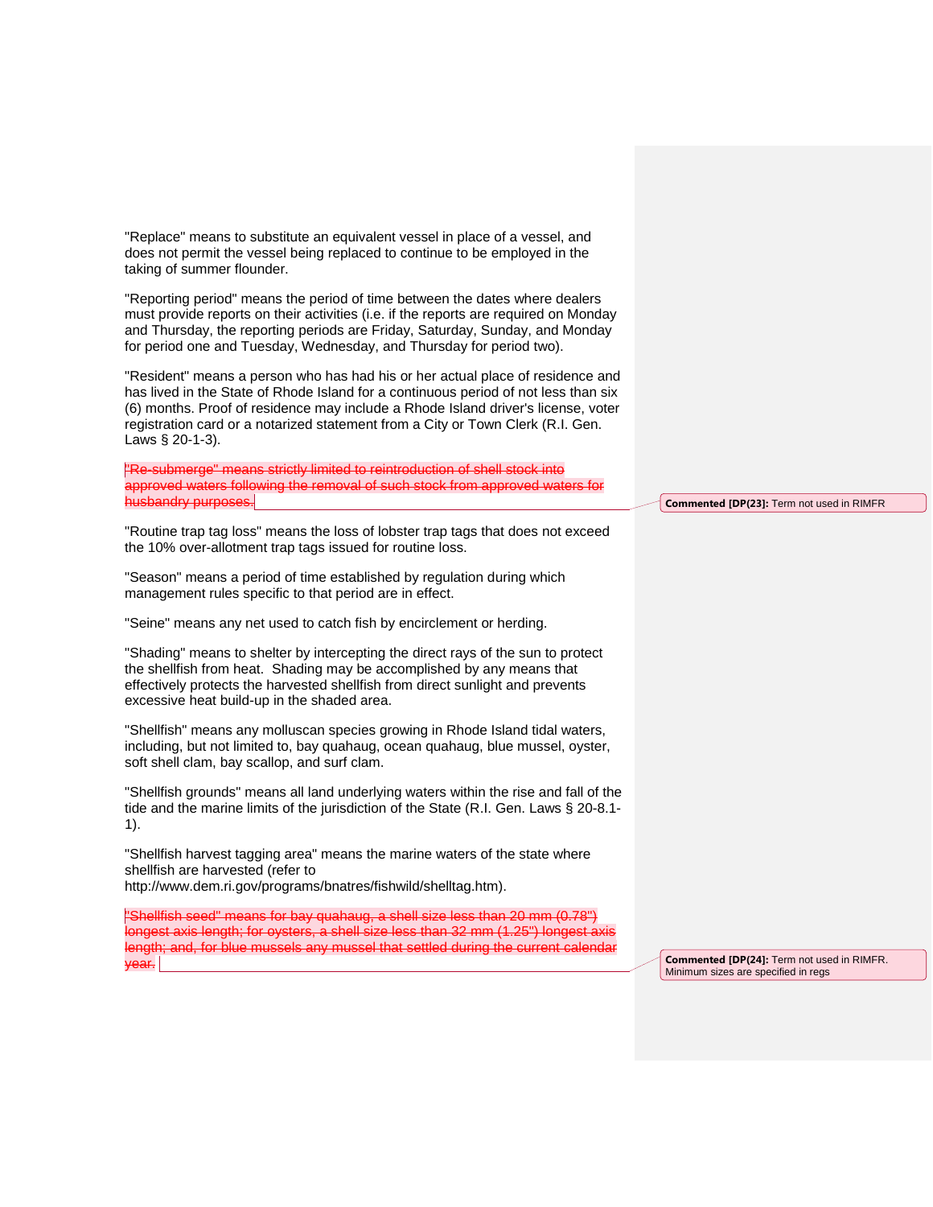"Replace" means to substitute an equivalent vessel in place of a vessel, and does not permit the vessel being replaced to continue to be employed in the taking of summer flounder.

"Reporting period" means the period of time between the dates where dealers must provide reports on their activities (i.e. if the reports are required on Monday and Thursday, the reporting periods are Friday, Saturday, Sunday, and Monday for period one and Tuesday, Wednesday, and Thursday for period two).

"Resident" means a person who has had his or her actual place of residence and has lived in the State of Rhode Island for a continuous period of not less than six (6) months. Proof of residence may include a Rhode Island driver's license, voter registration card or a notarized statement from a City or Town Clerk (R.I. Gen. Laws § 20-1-3).

~~"Re-submerge" means strictly limited to reintroduction of shell stock into approved waters following the removal of such stock from approved waters for husbandry purposes.~~

Commented [DP(23]: Term not used in RIMFR

"Routine trap tag loss" means the loss of lobster trap tags that does not exceed the 10% over-allotment trap tags issued for routine loss.

"Season" means a period of time established by regulation during which management rules specific to that period are in effect.

"Seine" means any net used to catch fish by encirclement or herding.

"Shading" means to shelter by intercepting the direct rays of the sun to protect the shellfish from heat. Shading may be accomplished by any means that effectively protects the harvested shellfish from direct sunlight and prevents excessive heat build-up in the shaded area.

"Shellfish" means any molluscan species growing in Rhode Island tidal waters, including, but not limited to, bay quahaug, ocean quahaug, blue mussel, oyster, soft shell clam, bay scallop, and surf clam.

"Shellfish grounds" means all land underlying waters within the rise and fall of the tide and the marine limits of the jurisdiction of the State (R.I. Gen. Laws § 20-8.1-1).

"Shellfish harvest tagging area" means the marine waters of the state where shellfish are harvested (refer to http://www.dem.ri.gov/programs/bnatres/fishwild/shelltag.htm).

~~"Shellfish seed" means for bay quahaug, a shell size less than 20 mm (0.78") longest axis length; for oysters, a shell size less than 32 mm (1.25") longest axis length; and, for blue mussels any mussel that settled during the current calendar year.~~

Commented [DP(24]: Term not used in RIMFR. Minimum sizes are specified in regs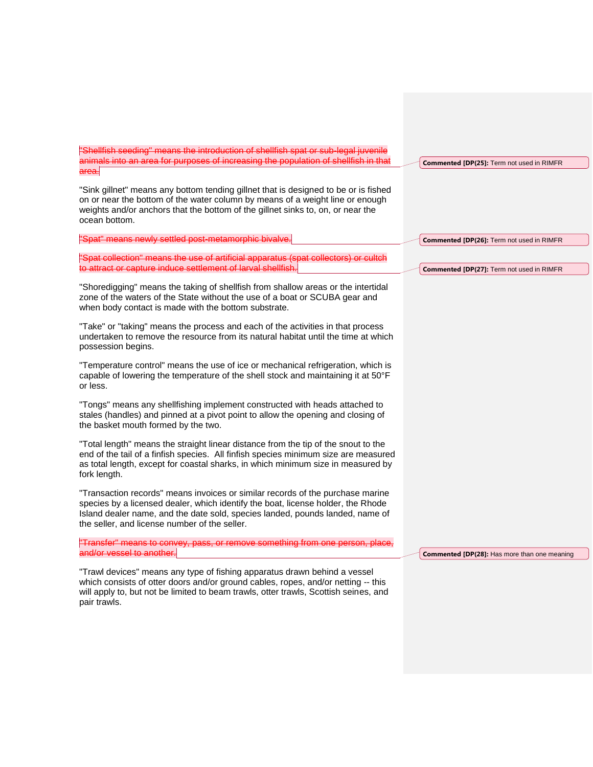~~"Shellfish seeding" means the introduction of shellfish spat or sub-legal juvenile animals into an area for purposes of increasing the population of shellfish in that area.~~

**Commented [DP(25]:** Term not used in RIMFR

"Sink gillnet" means any bottom tending gillnet that is designed to be or is fished on or near the bottom of the water column by means of a weight line or enough weights and/or anchors that the bottom of the gillnet sinks to, on, or near the ocean bottom.

~~"Spat" means newly settled post-metamorphic bivalve.~~

**Commented [DP(26]:** Term not used in RIMFR

~~"Spat collection" means the use of artificial apparatus (spat collectors) or cultch to attract or capture induce settlement of larval shellfish.~~

**Commented [DP(27]:** Term not used in RIMFR

"Shoredigging" means the taking of shellfish from shallow areas or the intertidal zone of the waters of the State without the use of a boat or SCUBA gear and when body contact is made with the bottom substrate.

"Take" or "taking" means the process and each of the activities in that process undertaken to remove the resource from its natural habitat until the time at which possession begins.

"Temperature control" means the use of ice or mechanical refrigeration, which is capable of lowering the temperature of the shell stock and maintaining it at 50°F or less.

"Tongs" means any shellfishing implement constructed with heads attached to stales (handles) and pinned at a pivot point to allow the opening and closing of the basket mouth formed by the two.

"Total length" means the straight linear distance from the tip of the snout to the end of the tail of a finfish species. All finfish species minimum size are measured as total length, except for coastal sharks, in which minimum size in measured by fork length.

"Transaction records" means invoices or similar records of the purchase marine species by a licensed dealer, which identify the boat, license holder, the Rhode Island dealer name, and the date sold, species landed, pounds landed, name of the seller, and license number of the seller.

~~"Transfer" means to convey, pass, or remove something from one person, place, and/or vessel to another.~~

**Commented [DP(28]:** Has more than one meaning

"Trawl devices" means any type of fishing apparatus drawn behind a vessel which consists of otter doors and/or ground cables, ropes, and/or netting -- this will apply to, but not be limited to beam trawls, otter trawls, Scottish seines, and pair trawls.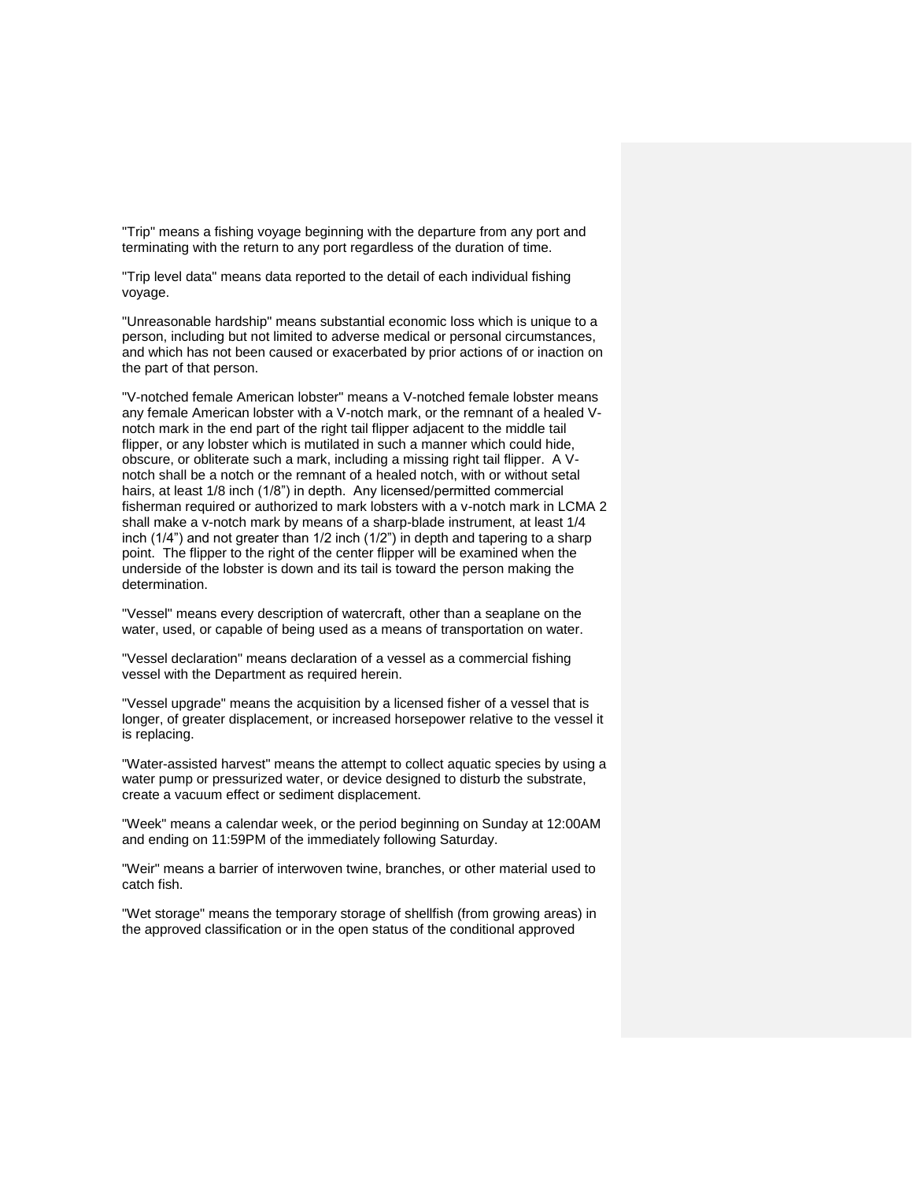"Trip" means a fishing voyage beginning with the departure from any port and terminating with the return to any port regardless of the duration of time.

"Trip level data" means data reported to the detail of each individual fishing voyage.

"Unreasonable hardship" means substantial economic loss which is unique to a person, including but not limited to adverse medical or personal circumstances, and which has not been caused or exacerbated by prior actions of or inaction on the part of that person.

"V-notched female American lobster" means a V-notched female lobster means any female American lobster with a V-notch mark, or the remnant of a healed V-notch mark in the end part of the right tail flipper adjacent to the middle tail flipper, or any lobster which is mutilated in such a manner which could hide, obscure, or obliterate such a mark, including a missing right tail flipper. A V-notch shall be a notch or the remnant of a healed notch, with or without setal hairs, at least 1/8 inch (1/8") in depth. Any licensed/permitted commercial fisherman required or authorized to mark lobsters with a v-notch mark in LCMA 2 shall make a v-notch mark by means of a sharp-blade instrument, at least 1/4 inch (1/4") and not greater than 1/2 inch (1/2") in depth and tapering to a sharp point. The flipper to the right of the center flipper will be examined when the underside of the lobster is down and its tail is toward the person making the determination.

"Vessel" means every description of watercraft, other than a seaplane on the water, used, or capable of being used as a means of transportation on water.

"Vessel declaration" means declaration of a vessel as a commercial fishing vessel with the Department as required herein.

"Vessel upgrade" means the acquisition by a licensed fisher of a vessel that is longer, of greater displacement, or increased horsepower relative to the vessel it is replacing.

"Water-assisted harvest" means the attempt to collect aquatic species by using a water pump or pressurized water, or device designed to disturb the substrate, create a vacuum effect or sediment displacement.

"Week" means a calendar week, or the period beginning on Sunday at 12:00AM and ending on 11:59PM of the immediately following Saturday.

"Weir" means a barrier of interwoven twine, branches, or other material used to catch fish.

"Wet storage" means the temporary storage of shellfish (from growing areas) in the approved classification or in the open status of the conditional approved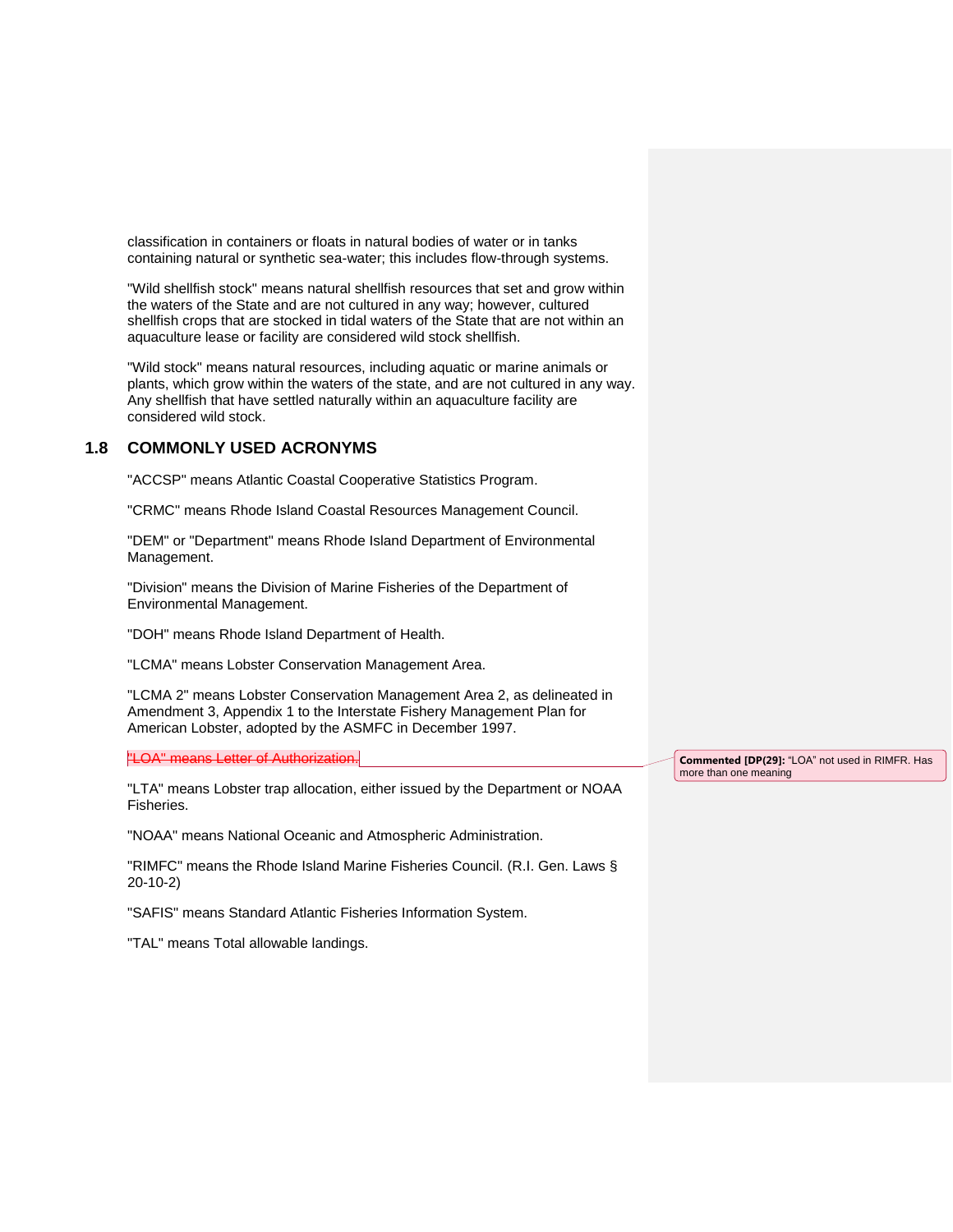classification in containers or floats in natural bodies of water or in tanks containing natural or synthetic sea-water; this includes flow-through systems.

"Wild shellfish stock" means natural shellfish resources that set and grow within the waters of the State and are not cultured in any way; however, cultured shellfish crops that are stocked in tidal waters of the State that are not within an aquaculture lease or facility are considered wild stock shellfish.

"Wild stock" means natural resources, including aquatic or marine animals or plants, which grow within the waters of the state, and are not cultured in any way. Any shellfish that have settled naturally within an aquaculture facility are considered wild stock.

## 1.8 COMMONLY USED ACRONYMS

"ACCSP" means Atlantic Coastal Cooperative Statistics Program.

"CRMC" means Rhode Island Coastal Resources Management Council.

"DEM" or "Department" means Rhode Island Department of Environmental Management.

"Division" means the Division of Marine Fisheries of the Department of Environmental Management.

"DOH" means Rhode Island Department of Health.

"LCMA" means Lobster Conservation Management Area.

"LCMA 2" means Lobster Conservation Management Area 2, as delineated in Amendment 3, Appendix 1 to the Interstate Fishery Management Plan for American Lobster, adopted by the ASMFC in December 1997.

~~"LOA" means Letter of Authorization.~~

**Commented [DP(29]:** "LOA" not used in RIMFR. Has more than one meaning

"LTA" means Lobster trap allocation, either issued by the Department or NOAA Fisheries.

"NOAA" means National Oceanic and Atmospheric Administration.

"RIMFC" means the Rhode Island Marine Fisheries Council. (R.I. Gen. Laws § 20-10-2)

"SAFIS" means Standard Atlantic Fisheries Information System.

"TAL" means Total allowable landings.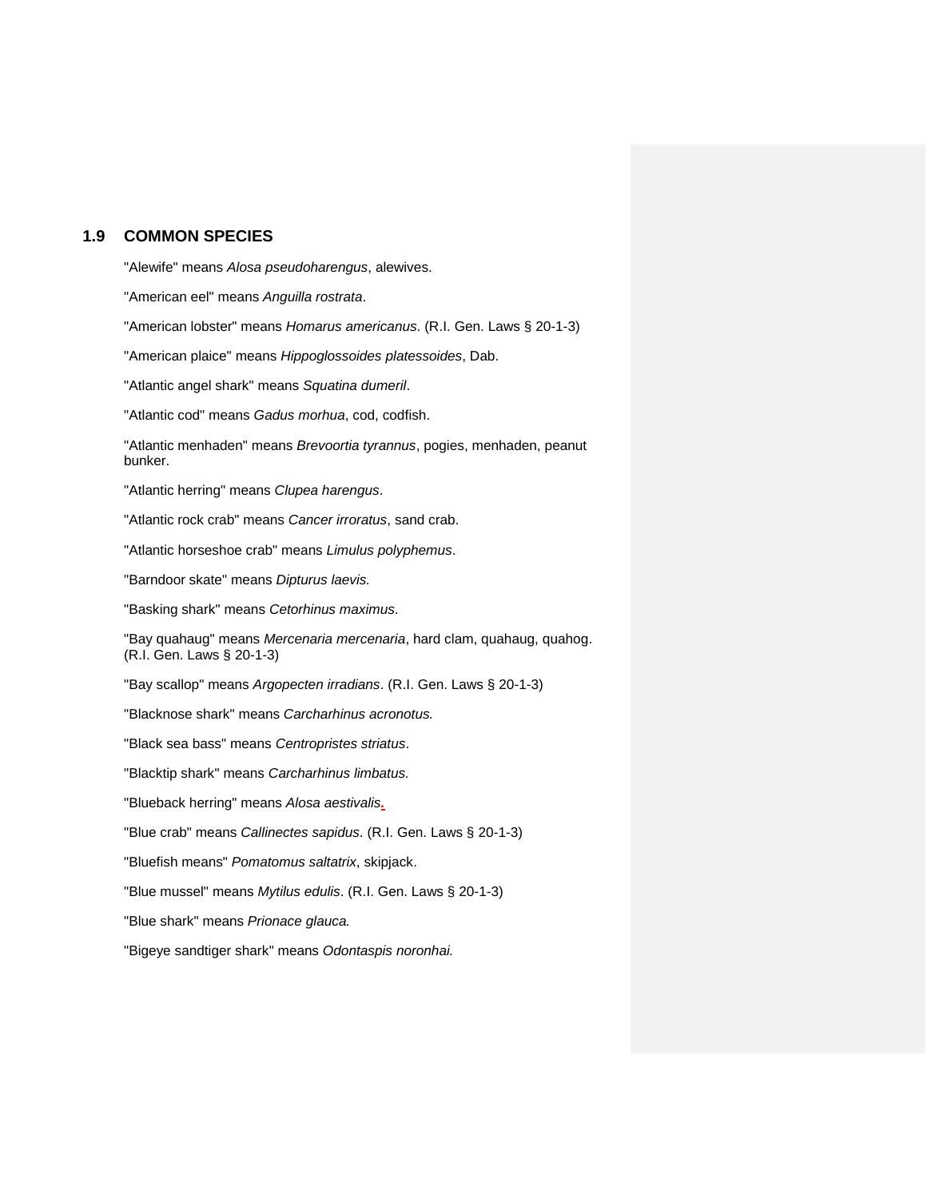## 1.9 COMMON SPECIES

"Alewife" means *Alosa pseudoharengus*, alewives.

"American eel" means *Anguilla rostrata*.

"American lobster" means *Homarus americanus*. (R.I. Gen. Laws § 20-1-3)

"American plaice" means *Hippoglossoides platessoides*, Dab.

"Atlantic angel shark" means *Squatina dumeril*.

"Atlantic cod" means *Gadus morhua*, cod, codfish.

"Atlantic menhaden" means *Brevoortia tyrannus*, pogies, menhaden, peanut bunker.

"Atlantic herring" means *Clupea harengus*.

"Atlantic rock crab" means *Cancer irroratus*, sand crab.

"Atlantic horseshoe crab" means *Limulus polyphemus*.

"Barndoor skate" means *Dipturus laevis.*

"Basking shark" means *Cetorhinus maximus*.

"Bay quahaug" means *Mercenaria mercenaria*, hard clam, quahaug, quahog. (R.I. Gen. Laws § 20-1-3)

"Bay scallop" means *Argopecten irradians*. (R.I. Gen. Laws § 20-1-3)

"Blacknose shark" means *Carcharhinus acronotus.*

"Black sea bass" means *Centropristes striatus*.

"Blacktip shark" means *Carcharhinus limbatus.*

"Blueback herring" means *Alosa aestivalis*.

"Blue crab" means *Callinectes sapidus*. (R.I. Gen. Laws § 20-1-3)

"Bluefish means" *Pomatomus saltatrix*, skipjack.

"Blue mussel" means *Mytilus edulis*. (R.I. Gen. Laws § 20-1-3)

"Blue shark" means *Prionace glauca.*

"Bigeye sandtiger shark" means *Odontaspis noronhai.*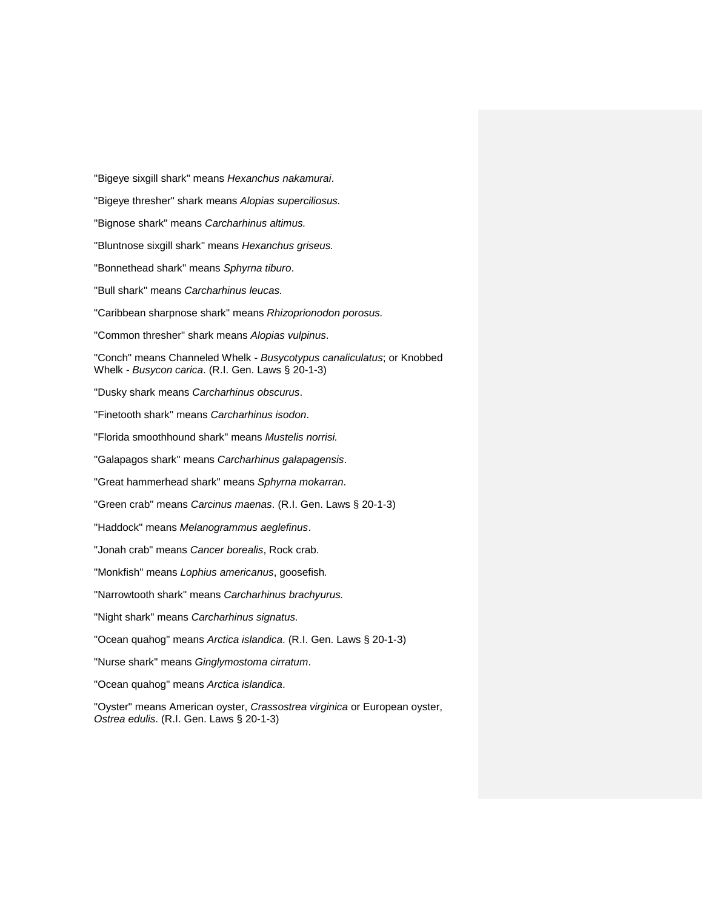"Bigeye sixgill shark" means *Hexanchus nakamurai*.

"Bigeye thresher" shark means *Alopias superciliosus.*

"Bignose shark" means *Carcharhinus altimus.*

"Bluntnose sixgill shark" means *Hexanchus griseus.*

"Bonnethead shark" means *Sphyrna tiburo*.

"Bull shark" means *Carcharhinus leucas.*

"Caribbean sharpnose shark" means *Rhizoprionodon porosus.*

"Common thresher" shark means *Alopias vulpinus*.

"Conch" means Channeled Whelk - *Busycotypus canaliculatus*; or Knobbed Whelk - *Busycon carica*. (R.I. Gen. Laws § 20-1-3)

"Dusky shark means *Carcharhinus obscurus*.

"Finetooth shark" means *Carcharhinus isodon*.

"Florida smoothhound shark" means *Mustelis norrisi.*

"Galapagos shark" means *Carcharhinus galapagensis*.

"Great hammerhead shark" means *Sphyrna mokarran*.

"Green crab" means *Carcinus maenas*. (R.I. Gen. Laws § 20-1-3)

"Haddock" means *Melanogrammus aeglefinus*.

"Jonah crab" means *Cancer borealis*, Rock crab.

"Monkfish" means *Lophius americanus*, goosefish*.*

"Narrowtooth shark" means *Carcharhinus brachyurus.*

"Night shark" means *Carcharhinus signatus.*

"Ocean quahog" means *Arctica islandica*. (R.I. Gen. Laws § 20-1-3)

"Nurse shark" means *Ginglymostoma cirratum*.

"Ocean quahog" means *Arctica islandica*.

"Oyster" means American oyster, *Crassostrea virginica* or European oyster, *Ostrea edulis*. (R.I. Gen. Laws § 20-1-3)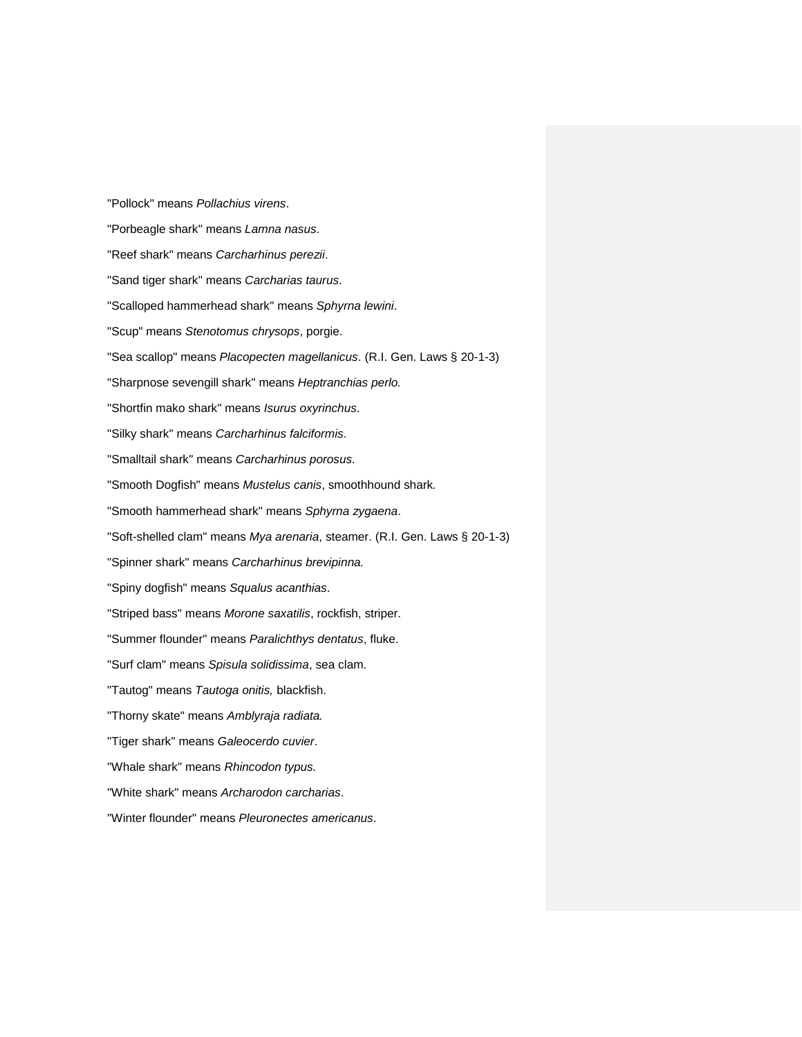"Pollock" means *Pollachius virens*.

"Porbeagle shark" means *Lamna nasus*.

"Reef shark" means *Carcharhinus perezii*.

"Sand tiger shark" means *Carcharias taurus*.

"Scalloped hammerhead shark" means *Sphyrna lewini*.

"Scup" means *Stenotomus chrysops*, porgie.

"Sea scallop" means *Placopecten magellanicus*. (R.I. Gen. Laws § 20-1-3)

"Sharpnose sevengill shark" means *Heptranchias perlo.*

"Shortfin mako shark" means *Isurus oxyrinchus*.

"Silky shark" means *Carcharhinus falciformis*.

"Smalltail shark" means *Carcharhinus porosus.*

"Smooth Dogfish" means *Mustelus canis*, smoothhound shark.

"Smooth hammerhead shark" means *Sphyrna zygaena*.

"Soft-shelled clam" means *Mya arenaria*, steamer. (R.I. Gen. Laws § 20-1-3)

"Spinner shark" means *Carcharhinus brevipinna.*

"Spiny dogfish" means *Squalus acanthias*.

"Striped bass" means *Morone saxatilis*, rockfish, striper.

"Summer flounder" means *Paralichthys dentatus*, fluke.

"Surf clam" means *Spisula solidissima*, sea clam.

"Tautog" means *Tautoga onitis,* blackfish.

"Thorny skate" means *Amblyraja radiata.*

"Tiger shark" means *Galeocerdo cuvier*.

"Whale shark" means *Rhincodon typus.*

"White shark" means *Archarodon carcharias*.

"Winter flounder" means *Pleuronectes americanus*.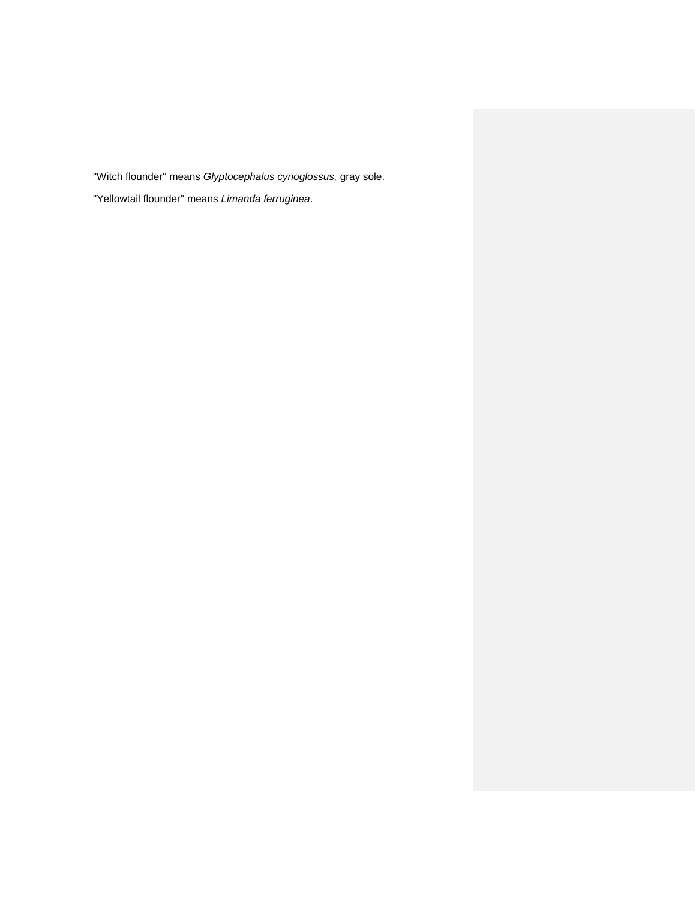"Witch flounder" means *Glyptocephalus cynoglossus,* gray sole.

"Yellowtail flounder" means *Limanda ferruginea*.